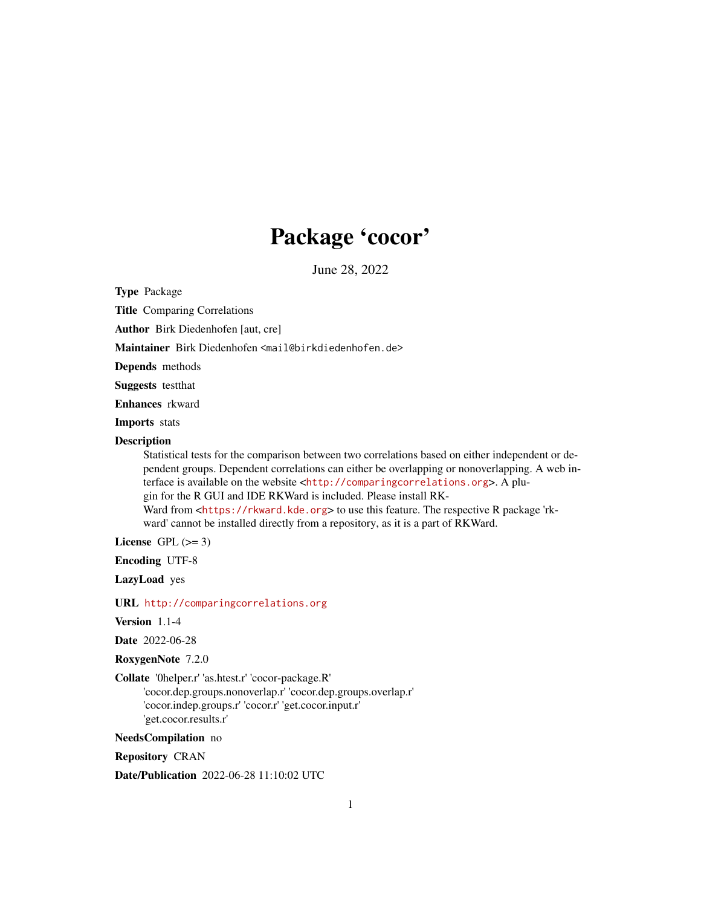# Package 'cocor'

June 28, 2022

**Type** Package

**Title** Comparing Correlations

**Author** Birk Diedenhofen [aut, cre]

**Maintainer** Birk Diedenhofen <mail@birkdiedenhofen.de>

**Depends** methods

**Suggests** testthat

**Enhances** rkward

**Imports** stats

**Description** Statistical tests for the comparison between two correlations based on either independent or dependent groups. Dependent correlations can either be overlapping or nonoverlapping. A web interface is available on the website <http://comparingcorrelations.org>. A plugin for the R GUI and IDE RKWard is included. Please install RKWard from <https://rkward.kde.org> to use this feature. The respective R package 'rkward' cannot be installed directly from a repository, as it is a part of RKWard.

**License** GPL (>= 3)

**Encoding** UTF-8

**LazyLoad** yes

**URL** http://comparingcorrelations.org

**Version** 1.1-4

**Date** 2022-06-28

**RoxygenNote** 7.2.0

**Collate** '0helper.r' 'as.htest.r' 'cocor-package.R' 'cocor.dep.groups.nonoverlap.r' 'cocor.dep.groups.overlap.r' 'cocor.indep.groups.r' 'cocor.r' 'get.cocor.input.r' 'get.cocor.results.r'

**NeedsCompilation** no

**Repository** CRAN

**Date/Publication** 2022-06-28 11:10:02 UTC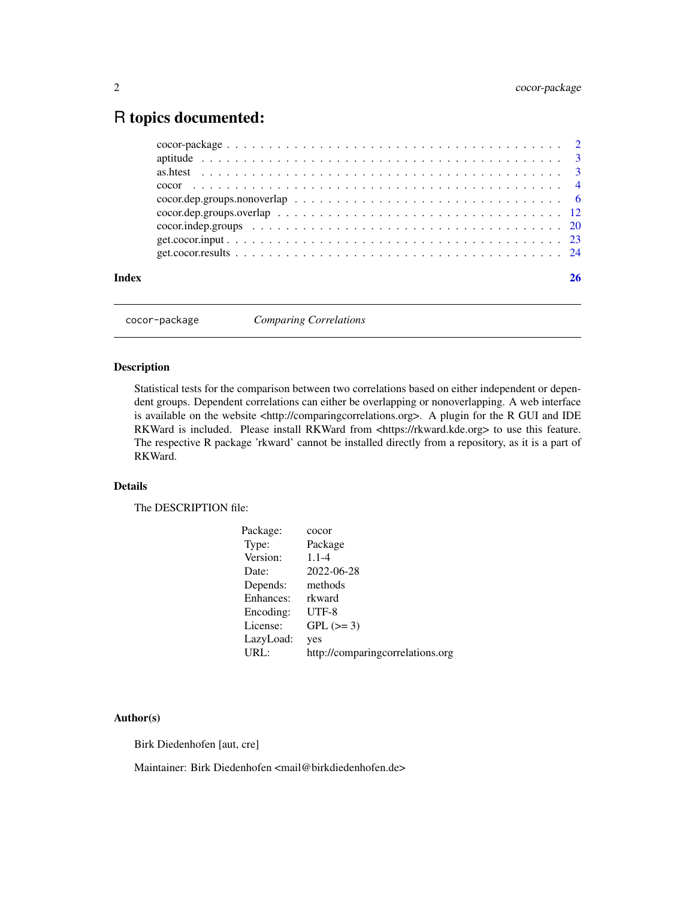# R topics documented:

- cocor-package . . . . . . . . . . . . . . . . . . . . . . . . . . . . . . . . . . . . . . 2
- aptitude . . . . . . . . . . . . . . . . . . . . . . . . . . . . . . . . . . . . . . . . . 3
- as.htest . . . . . . . . . . . . . . . . . . . . . . . . . . . . . . . . . . . . . . . . . 3
- cocor . . . . . . . . . . . . . . . . . . . . . . . . . . . . . . . . . . . . . . . . . . 4
- cocor.dep.groups.nonoverlap . . . . . . . . . . . . . . . . . . . . . . . . . . . . . . 6
- cocor.dep.groups.overlap . . . . . . . . . . . . . . . . . . . . . . . . . . . . . . . 12
- cocor.indep.groups . . . . . . . . . . . . . . . . . . . . . . . . . . . . . . . . . . 20
- get.cocor.input . . . . . . . . . . . . . . . . . . . . . . . . . . . . . . . . . . . . 23
- get.cocor.results . . . . . . . . . . . . . . . . . . . . . . . . . . . . . . . . . . . 24

**Index** **26**

---

`cocor-package` *Comparing Correlations*

---

### Description

Statistical tests for the comparison between two correlations based on either independent or dependent groups. Dependent correlations can either be overlapping or nonoverlapping. A web interface is available on the website <http://comparingcorrelations.org>. A plugin for the R GUI and IDE RKWard is included. Please install RKWard from <https://rkward.kde.org> to use this feature. The respective R package 'rkward' cannot be installed directly from a repository, as it is a part of RKWard.

### Details

The DESCRIPTION file:

| | |
|---|---|
| Package: | cocor |
| Type: | Package |
| Version: | 1.1-4 |
| Date: | 2022-06-28 |
| Depends: | methods |
| Enhances: | rkward |
| Encoding: | UTF-8 |
| License: | GPL (>= 3) |
| LazyLoad: | yes |
| URL: | http://comparingcorrelations.org |

### Author(s)

Birk Diedenhofen [aut, cre]

Maintainer: Birk Diedenhofen <mail@birkdiedenhofen.de>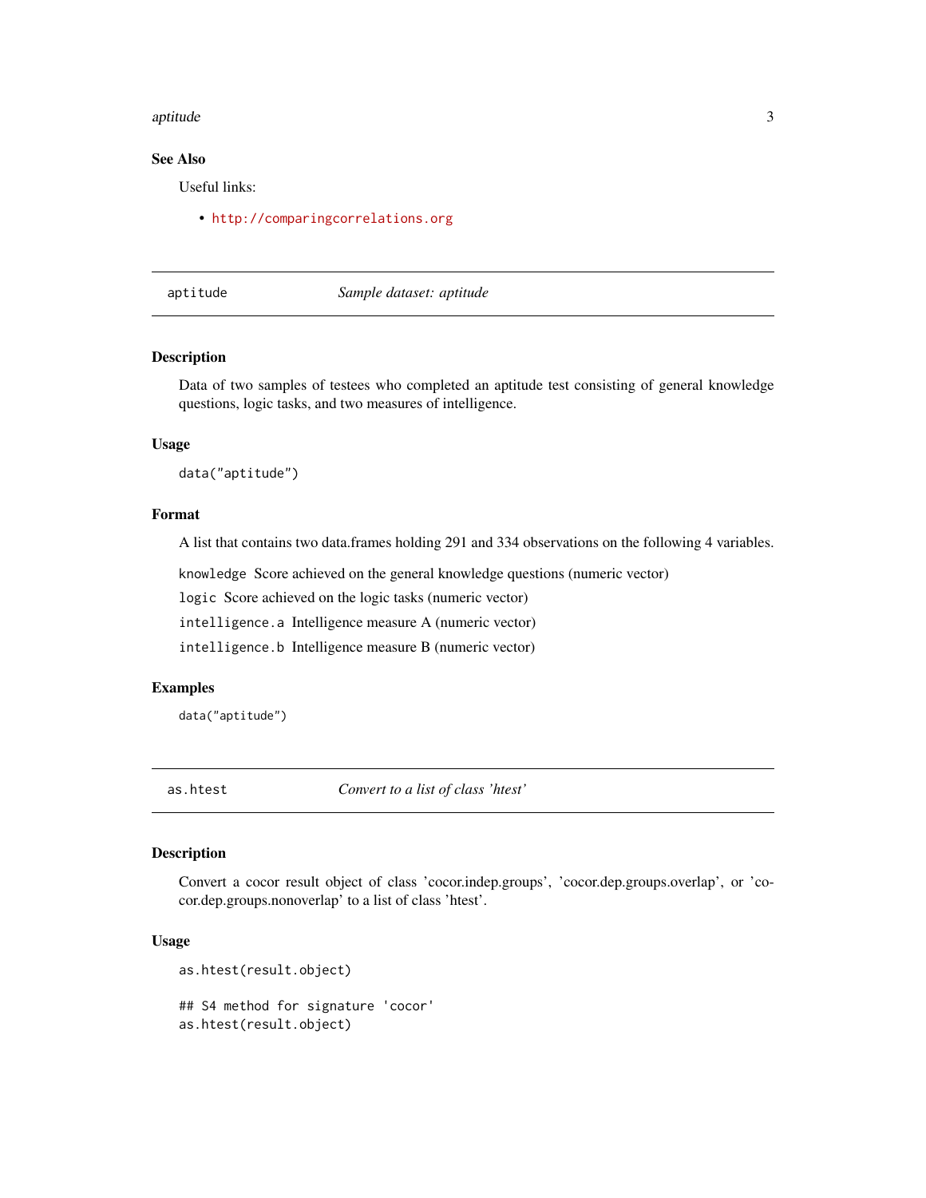### See Also

Useful links:

- http://comparingcorrelations.org

---

## aptitude *Sample dataset: aptitude*

---

### Description

Data of two samples of testees who completed an aptitude test consisting of general knowledge questions, logic tasks, and two measures of intelligence.

### Usage

```
data("aptitude")
```

### Format

A list that contains two data.frames holding 291 and 334 observations on the following 4 variables.

`knowledge` Score achieved on the general knowledge questions (numeric vector)

`logic` Score achieved on the logic tasks (numeric vector)

`intelligence.a` Intelligence measure A (numeric vector)

`intelligence.b` Intelligence measure B (numeric vector)

### Examples

```
data("aptitude")
```

---

## as.htest *Convert to a list of class 'htest'*

---

### Description

Convert a cocor result object of class 'cocor.indep.groups', 'cocor.dep.groups.overlap', or 'cocor.dep.groups.nonoverlap' to a list of class 'htest'.

### Usage

```
as.htest(result.object)

## S4 method for signature 'cocor'
as.htest(result.object)
```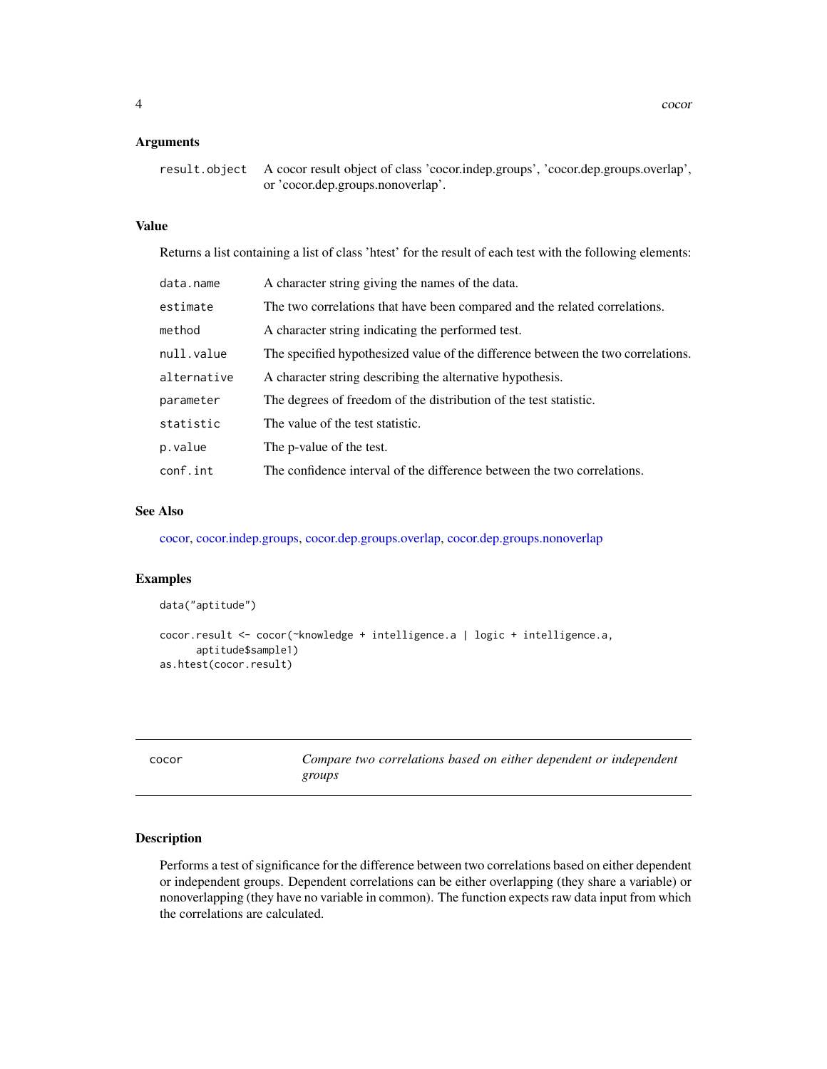### Arguments

| | |
|---|---|
| result.object | A cocor result object of class 'cocor.indep.groups', 'cocor.dep.groups.overlap', or 'cocor.dep.groups.nonoverlap'. |

### Value

Returns a list containing a list of class 'htest' for the result of each test with the following elements:

| | |
|---|---|
| data.name | A character string giving the names of the data. |
| estimate | The two correlations that have been compared and the related correlations. |
| method | A character string indicating the performed test. |
| null.value | The specified hypothesized value of the difference between the two correlations. |
| alternative | A character string describing the alternative hypothesis. |
| parameter | The degrees of freedom of the distribution of the test statistic. |
| statistic | The value of the test statistic. |
| p.value | The p-value of the test. |
| conf.int | The confidence interval of the difference between the two correlations. |

### See Also

cocor, cocor.indep.groups, cocor.dep.groups.overlap, cocor.dep.groups.nonoverlap

### Examples

```
data("aptitude")

cocor.result <- cocor(~knowledge + intelligence.a | logic + intelligence.a,
      aptitude$sample1)
as.htest(cocor.result)
```

---

## cocor — *Compare two correlations based on either dependent or independent groups*

### Description

Performs a test of significance for the difference between two correlations based on either dependent or independent groups. Dependent correlations can be either overlapping (they share a variable) or nonoverlapping (they have no variable in common). The function expects raw data input from which the correlations are calculated.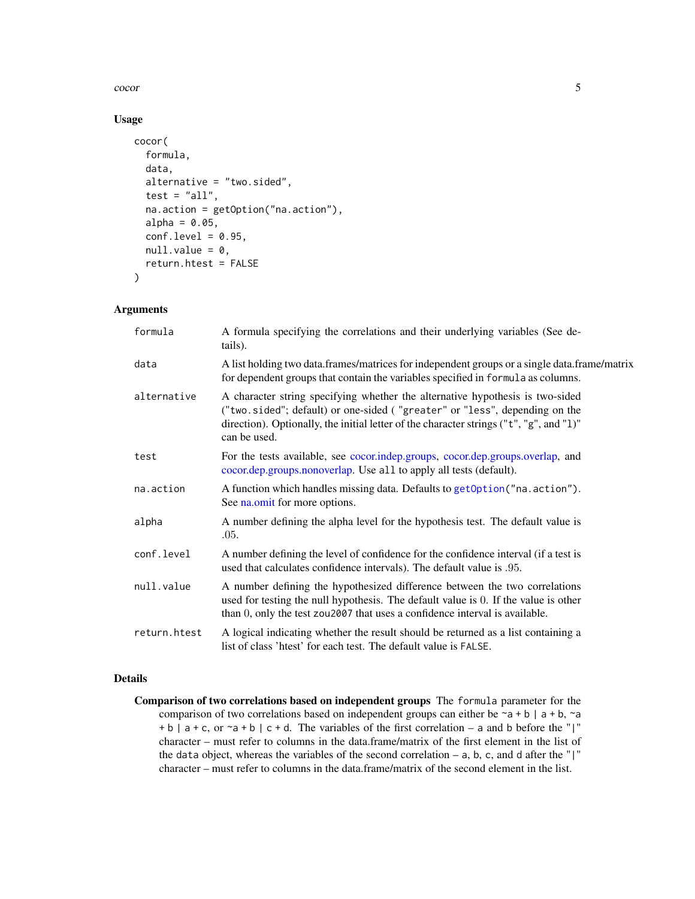## Usage

```
cocor(
  formula,
  data,
  alternative = "two.sided",
  test = "all",
  na.action = getOption("na.action"),
  alpha = 0.05,
  conf.level = 0.95,
  null.value = 0,
  return.htest = FALSE
)
```

## Arguments

| | |
|---|---|
| `formula` | A formula specifying the correlations and their underlying variables (See details). |
| `data` | A list holding two data.frames/matrices for independent groups or a single data.frame/matrix for dependent groups that contain the variables specified in `formula` as columns. |
| `alternative` | A character string specifying whether the alternative hypothesis is two-sided ("two.sided"; default) or one-sided ( "greater" or "less", depending on the direction). Optionally, the initial letter of the character strings ("t", "g", and "l") can be used. |
| `test` | For the tests available, see cocor.indep.groups, cocor.dep.groups.overlap, and cocor.dep.groups.nonoverlap. Use `all` to apply all tests (default). |
| `na.action` | A function which handles missing data. Defaults to `getOption("na.action")`. See na.omit for more options. |
| `alpha` | A number defining the alpha level for the hypothesis test. The default value is .05. |
| `conf.level` | A number defining the level of confidence for the confidence interval (if a test is used that calculates confidence intervals). The default value is .95. |
| `null.value` | A number defining the hypothesized difference between the two correlations used for testing the null hypothesis. The default value is 0. If the value is other than 0, only the test `zou2007` that uses a confidence interval is available. |
| `return.htest` | A logical indicating whether the result should be returned as a list containing a list of class 'htest' for each test. The default value is `FALSE`. |

## Details

**Comparison of two correlations based on independent groups** The `formula` parameter for the comparison of two correlations based on independent groups can either be `~a + b | a + b`, `~a + b | a + c`, or `~a + b | c + d`. The variables of the first correlation – `a` and `b` before the "|" character – must refer to columns in the data.frame/matrix of the first element in the list of the `data` object, whereas the variables of the second correlation – `a`, `b`, `c`, and `d` after the "|" character – must refer to columns in the data.frame/matrix of the second element in the list.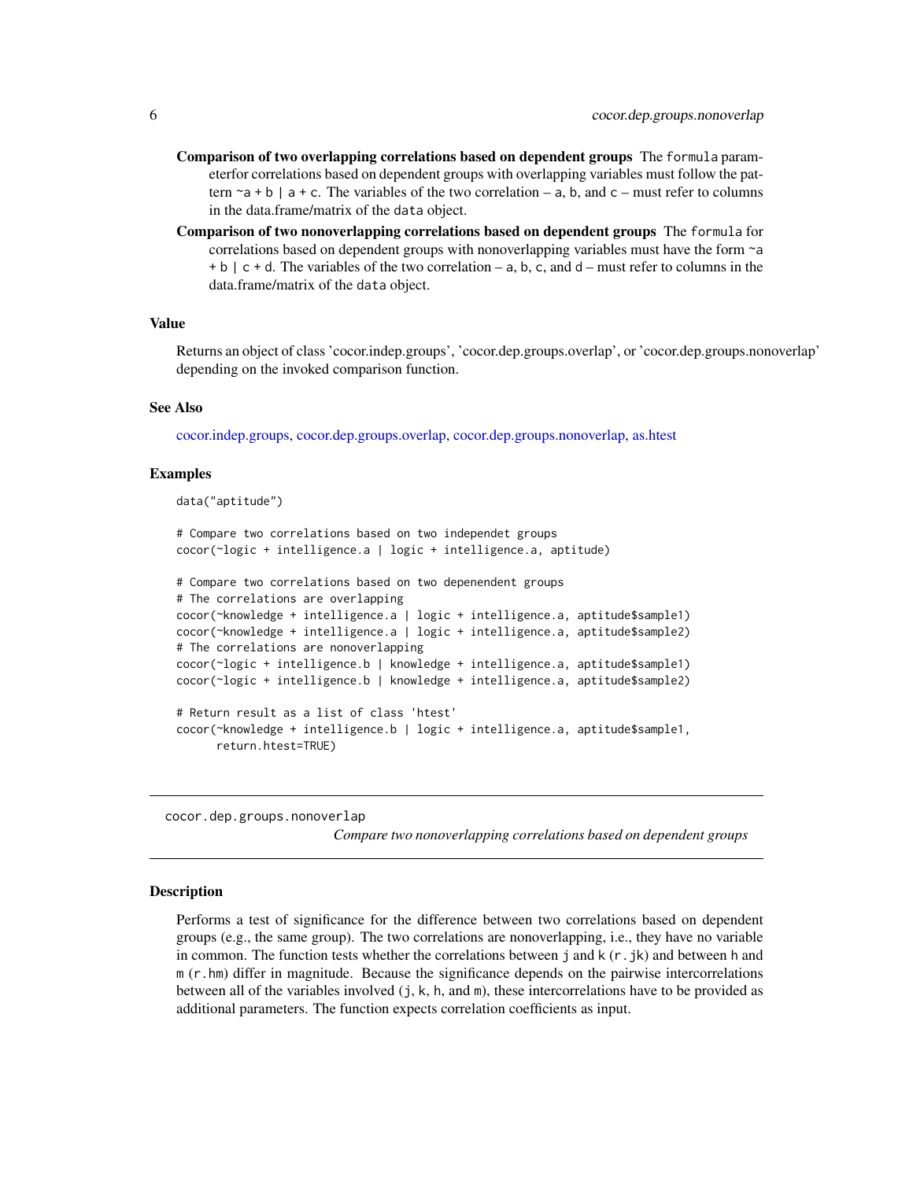**Comparison of two overlapping correlations based on dependent groups** The `formula` parameterfor correlations based on dependent groups with overlapping variables must follow the pattern `~a + b | a + c`. The variables of the two correlation – `a`, `b`, and `c` – must refer to columns in the data.frame/matrix of the `data` object.

**Comparison of two nonoverlapping correlations based on dependent groups** The `formula` for correlations based on dependent groups with nonoverlapping variables must have the form `~a + b | c + d`. The variables of the two correlation – `a`, `b`, `c`, and `d` – must refer to columns in the data.frame/matrix of the `data` object.

### Value

Returns an object of class 'cocor.indep.groups', 'cocor.dep.groups.overlap', or 'cocor.dep.groups.nonoverlap' depending on the invoked comparison function.

### See Also

cocor.indep.groups, cocor.dep.groups.overlap, cocor.dep.groups.nonoverlap, as.htest

### Examples

```
data("aptitude")

# Compare two correlations based on two independet groups
cocor(~logic + intelligence.a | logic + intelligence.a, aptitude)

# Compare two correlations based on two depenendent groups
# The correlations are overlapping
cocor(~knowledge + intelligence.a | logic + intelligence.a, aptitude$sample1)
cocor(~knowledge + intelligence.a | logic + intelligence.a, aptitude$sample2)
# The correlations are nonoverlapping
cocor(~logic + intelligence.b | knowledge + intelligence.a, aptitude$sample1)
cocor(~logic + intelligence.b | knowledge + intelligence.a, aptitude$sample2)

# Return result as a list of class 'htest'
cocor(~knowledge + intelligence.b | logic + intelligence.a, aptitude$sample1,
      return.htest=TRUE)
```

---

## cocor.dep.groups.nonoverlap

*Compare two nonoverlapping correlations based on dependent groups*

---

### Description

Performs a test of significance for the difference between two correlations based on dependent groups (e.g., the same group). The two correlations are nonoverlapping, i.e., they have no variable in common. The function tests whether the correlations between `j` and `k` (`r.jk`) and between `h` and `m` (`r.hm`) differ in magnitude. Because the significance depends on the pairwise intercorrelations between all of the variables involved (`j`, `k`, `h`, and `m`), these intercorrelations have to be provided as additional parameters. The function expects correlation coefficients as input.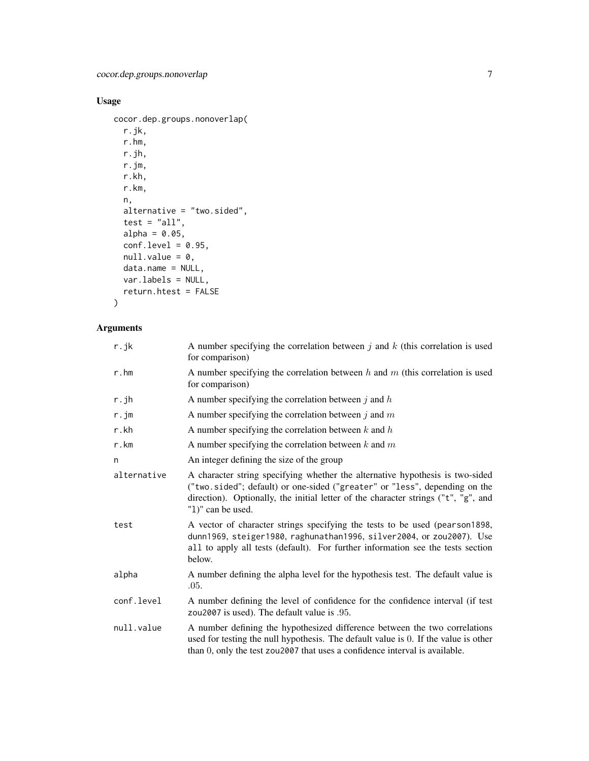## Usage

```
cocor.dep.groups.nonoverlap(
  r.jk,
  r.hm,
  r.jh,
  r.jm,
  r.kh,
  r.km,
  n,
  alternative = "two.sided",
  test = "all",
  alpha = 0.05,
  conf.level = 0.95,
  null.value = 0,
  data.name = NULL,
  var.labels = NULL,
  return.htest = FALSE
)
```

## Arguments

| Argument | Description |
|---|---|
| `r.jk` | A number specifying the correlation between $j$ and $k$ (this correlation is used for comparison) |
| `r.hm` | A number specifying the correlation between $h$ and $m$ (this correlation is used for comparison) |
| `r.jh` | A number specifying the correlation between $j$ and $h$ |
| `r.jm` | A number specifying the correlation between $j$ and $m$ |
| `r.kh` | A number specifying the correlation between $k$ and $h$ |
| `r.km` | A number specifying the correlation between $k$ and $m$ |
| `n` | An integer defining the size of the group |
| `alternative` | A character string specifying whether the alternative hypothesis is two-sided (`"two.sided"`; default) or one-sided (`"greater"` or `"less"`, depending on the direction). Optionally, the initial letter of the character strings (`"t"`, `"g"`, and `"l)"` can be used. |
| `test` | A vector of character strings specifying the tests to be used (`pearson1898`, `dunn1969`, `steiger1980`, `raghunathan1996`, `silver2004`, or `zou2007`). Use `all` to apply all tests (default). For further information see the tests section below. |
| `alpha` | A number defining the alpha level for the hypothesis test. The default value is .05. |
| `conf.level` | A number defining the level of confidence for the confidence interval (if test `zou2007` is used). The default value is .95. |
| `null.value` | A number defining the hypothesized difference between the two correlations used for testing the null hypothesis. The default value is 0. If the value is other than 0, only the test `zou2007` that uses a confidence interval is available. |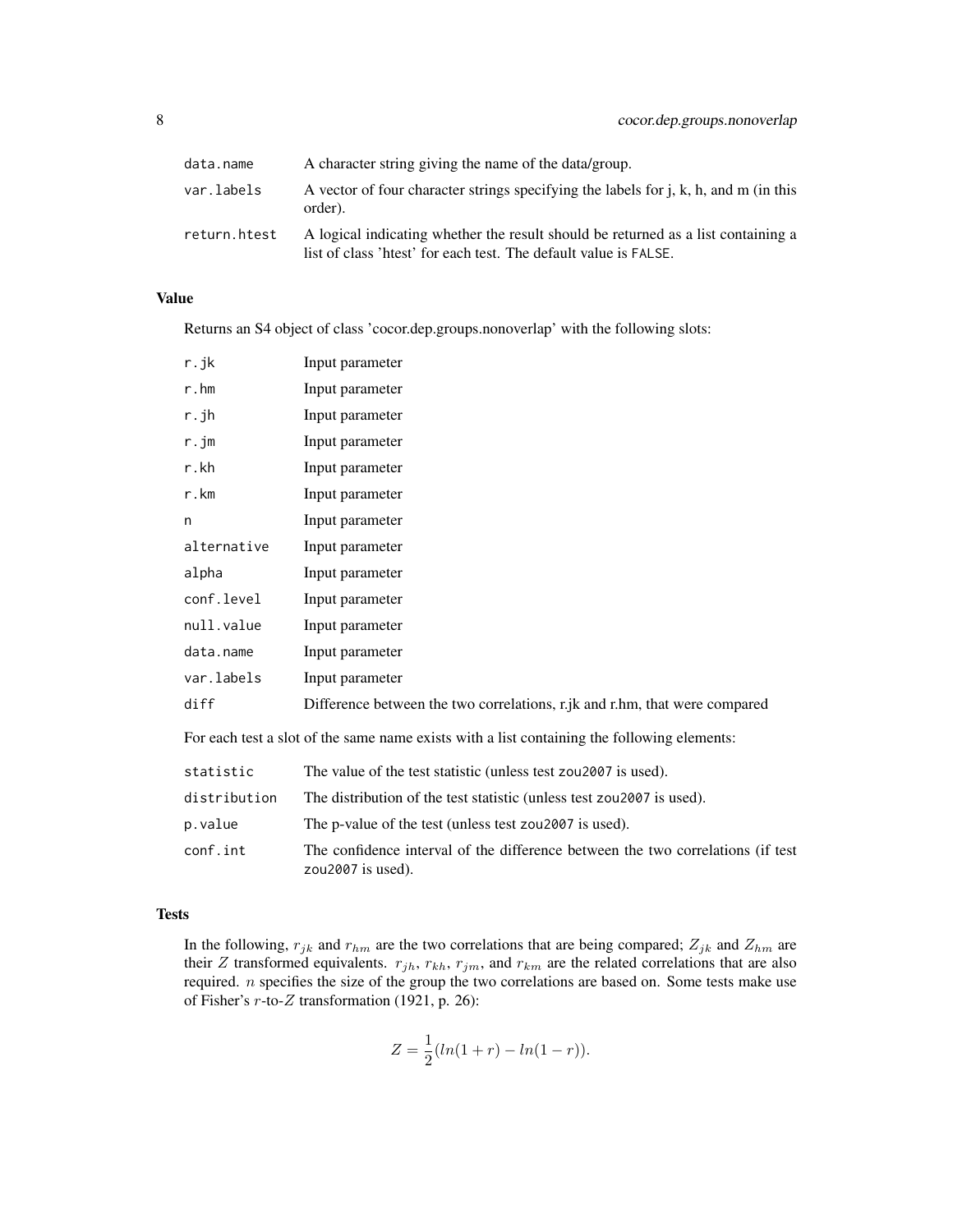| | |
|---|---|
| data.name | A character string giving the name of the data/group. |
| var.labels | A vector of four character strings specifying the labels for j, k, h, and m (in this order). |
| return.htest | A logical indicating whether the result should be returned as a list containing a list of class 'htest' for each test. The default value is FALSE. |

### Value

Returns an S4 object of class 'cocor.dep.groups.nonoverlap' with the following slots:

| | |
|---|---|
| r.jk | Input parameter |
| r.hm | Input parameter |
| r.jh | Input parameter |
| r.jm | Input parameter |
| r.kh | Input parameter |
| r.km | Input parameter |
| n | Input parameter |
| alternative | Input parameter |
| alpha | Input parameter |
| conf.level | Input parameter |
| null.value | Input parameter |
| data.name | Input parameter |
| var.labels | Input parameter |
| diff | Difference between the two correlations, r.jk and r.hm, that were compared |

For each test a slot of the same name exists with a list containing the following elements:

| | |
|---|---|
| statistic | The value of the test statistic (unless test zou2007 is used). |
| distribution | The distribution of the test statistic (unless test zou2007 is used). |
| p.value | The p-value of the test (unless test zou2007 is used). |
| conf.int | The confidence interval of the difference between the two correlations (if test zou2007 is used). |

### Tests

In the following, $r_{jk}$ and $r_{hm}$ are the two correlations that are being compared; $Z_{jk}$ and $Z_{hm}$ are their $Z$ transformed equivalents. $r_{jh}$, $r_{kh}$, $r_{jm}$, and $r_{km}$ are the related correlations that are also required. $n$ specifies the size of the group the two correlations are based on. Some tests make use of Fisher's $r$-to-$Z$ transformation (1921, p. 26):

$$Z = \frac{1}{2}(ln(1 + r) - ln(1 - r)).$$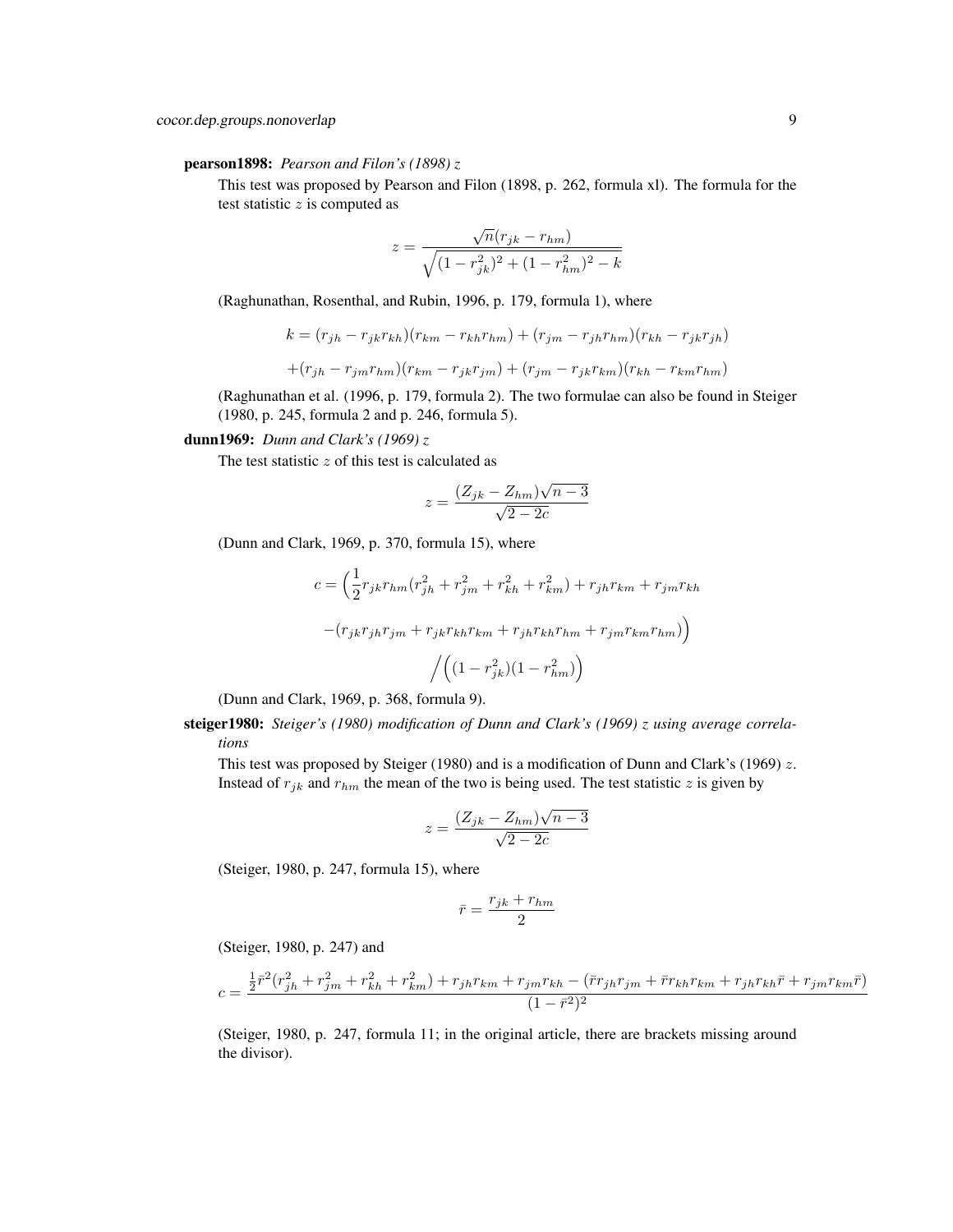**pearson1898:** *Pearson and Filon's (1898) z*

This test was proposed by Pearson and Filon (1898, p. 262, formula xl). The formula for the test statistic $z$ is computed as

$$z = \frac{\sqrt{n}(r_{jk} - r_{hm})}{\sqrt{(1 - r_{jk}^2)^2 + (1 - r_{hm}^2)^2 - k}}$$

(Raghunathan, Rosenthal, and Rubin, 1996, p. 179, formula 1), where

$$k = (r_{jh} - r_{jk}r_{kh})(r_{km} - r_{kh}r_{hm}) + (r_{jm} - r_{jh}r_{hm})(r_{kh} - r_{jk}r_{jh})$$

$$+(r_{jh} - r_{jm}r_{hm})(r_{km} - r_{jk}r_{jm}) + (r_{jm} - r_{jk}r_{km})(r_{kh} - r_{km}r_{hm})$$

(Raghunathan et al. (1996, p. 179, formula 2). The two formulae can also be found in Steiger (1980, p. 245, formula 2 and p. 246, formula 5).

**dunn1969:** *Dunn and Clark's (1969) z*

The test statistic $z$ of this test is calculated as

$$z = \frac{(Z_{jk} - Z_{hm})\sqrt{n-3}}{\sqrt{2 - 2c}}$$

(Dunn and Clark, 1969, p. 370, formula 15), where

$$c = \Big(\frac{1}{2}r_{jk}r_{hm}(r_{jh}^2 + r_{jm}^2 + r_{kh}^2 + r_{km}^2) + r_{jh}r_{km} + r_{jm}r_{kh}$$

$$-(r_{jk}r_{jh}r_{jm} + r_{jk}r_{kh}r_{km} + r_{jh}r_{kh}r_{hm} + r_{jm}r_{km}r_{hm})\Big)$$

$$\Big/\Big((1 - r_{jk}^2)(1 - r_{hm}^2)\Big)$$

(Dunn and Clark, 1969, p. 368, formula 9).

**steiger1980:** *Steiger's (1980) modification of Dunn and Clark's (1969) z using average correlations*

This test was proposed by Steiger (1980) and is a modification of Dunn and Clark's (1969) $z$. Instead of $r_{jk}$ and $r_{hm}$ the mean of the two is being used. The test statistic $z$ is given by

$$z = \frac{(Z_{jk} - Z_{hm})\sqrt{n-3}}{\sqrt{2 - 2c}}$$

(Steiger, 1980, p. 247, formula 15), where

$$\bar{r} = \frac{r_{jk} + r_{hm}}{2}$$

(Steiger, 1980, p. 247) and

$$c = \frac{\frac{1}{2}\bar{r}^2(r_{jh}^2 + r_{jm}^2 + r_{kh}^2 + r_{km}^2) + r_{jh}r_{km} + r_{jm}r_{kh} - (\bar{r}r_{jh}r_{jm} + \bar{r}r_{kh}r_{km} + r_{jh}r_{kh}\bar{r} + r_{jm}r_{km}\bar{r})}{(1 - \bar{r}^2)^2}$$

(Steiger, 1980, p. 247, formula 11; in the original article, there are brackets missing around the divisor).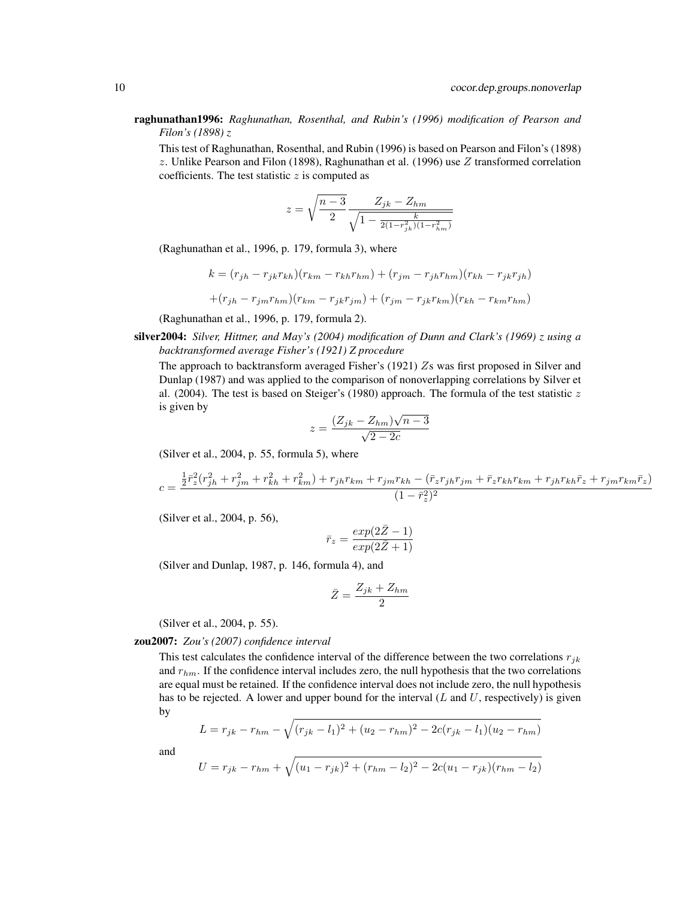**raghunathan1996:** *Raghunathan, Rosenthal, and Rubin's (1996) modification of Pearson and Filon's (1898) z*

This test of Raghunathan, Rosenthal, and Rubin (1996) is based on Pearson and Filon's (1898) $z$. Unlike Pearson and Filon (1898), Raghunathan et al. (1996) use $Z$ transformed correlation coefficients. The test statistic $z$ is computed as

$$z = \sqrt{\frac{n-3}{2}} \frac{Z_{jk} - Z_{hm}}{\sqrt{1 - \frac{k}{2(1-r_{jk}^2)(1-r_{hm}^2)}}}$$

(Raghunathan et al., 1996, p. 179, formula 3), where

$$k = (r_{jh} - r_{jk}r_{kh})(r_{km} - r_{kh}r_{hm}) + (r_{jm} - r_{jh}r_{hm})(r_{kh} - r_{jk}r_{jh})$$

$$+(r_{jh} - r_{jm}r_{hm})(r_{km} - r_{jk}r_{jm}) + (r_{jm} - r_{jk}r_{km})(r_{kh} - r_{km}r_{hm})$$

(Raghunathan et al., 1996, p. 179, formula 2).

**silver2004:** *Silver, Hittner, and May's (2004) modification of Dunn and Clark's (1969) z using a backtransformed average Fisher's (1921) Z procedure*

The approach to backtransform averaged Fisher's (1921) $Z$s was first proposed in Silver and Dunlap (1987) and was applied to the comparison of nonoverlapping correlations by Silver et al. (2004). The test is based on Steiger's (1980) approach. The formula of the test statistic $z$ is given by

$$z = \frac{(Z_{jk} - Z_{hm})\sqrt{n-3}}{\sqrt{2-2c}}$$

(Silver et al., 2004, p. 55, formula 5), where

$$c = \frac{\frac{1}{2}\bar{r}_z^2(r_{jh}^2 + r_{jm}^2 + r_{kh}^2 + r_{km}^2) + r_{jh}r_{km} + r_{jm}r_{kh} - (\bar{r}_z r_{jh}r_{jm} + \bar{r}_z r_{kh}r_{km} + r_{jh}r_{kh}\bar{r}_z + r_{jm}r_{km}\bar{r}_z)}{(1-\bar{r}_z^2)^2}$$

(Silver et al., 2004, p. 56),

$$\bar{r}_z = \frac{exp(2\bar{Z} - 1)}{exp(2\bar{Z} + 1)}$$

(Silver and Dunlap, 1987, p. 146, formula 4), and

$$\bar{Z} = \frac{Z_{jk} + Z_{hm}}{2}$$

(Silver et al., 2004, p. 55).

**zou2007:** *Zou's (2007) confidence interval*

This test calculates the confidence interval of the difference between the two correlations $r_{jk}$ and $r_{hm}$. If the confidence interval includes zero, the null hypothesis that the two correlations are equal must be retained. If the confidence interval does not include zero, the null hypothesis has to be rejected. A lower and upper bound for the interval ($L$ and $U$, respectively) is given by

$$L = r_{jk} - r_{hm} - \sqrt{(r_{jk} - l_1)^2 + (u_2 - r_{hm})^2 - 2c(r_{jk} - l_1)(u_2 - r_{hm})}$$

and

$$U = r_{jk} - r_{hm} + \sqrt{(u_1 - r_{jk})^2 + (r_{hm} - l_2)^2 - 2c(u_1 - r_{jk})(r_{hm} - l_2)}$$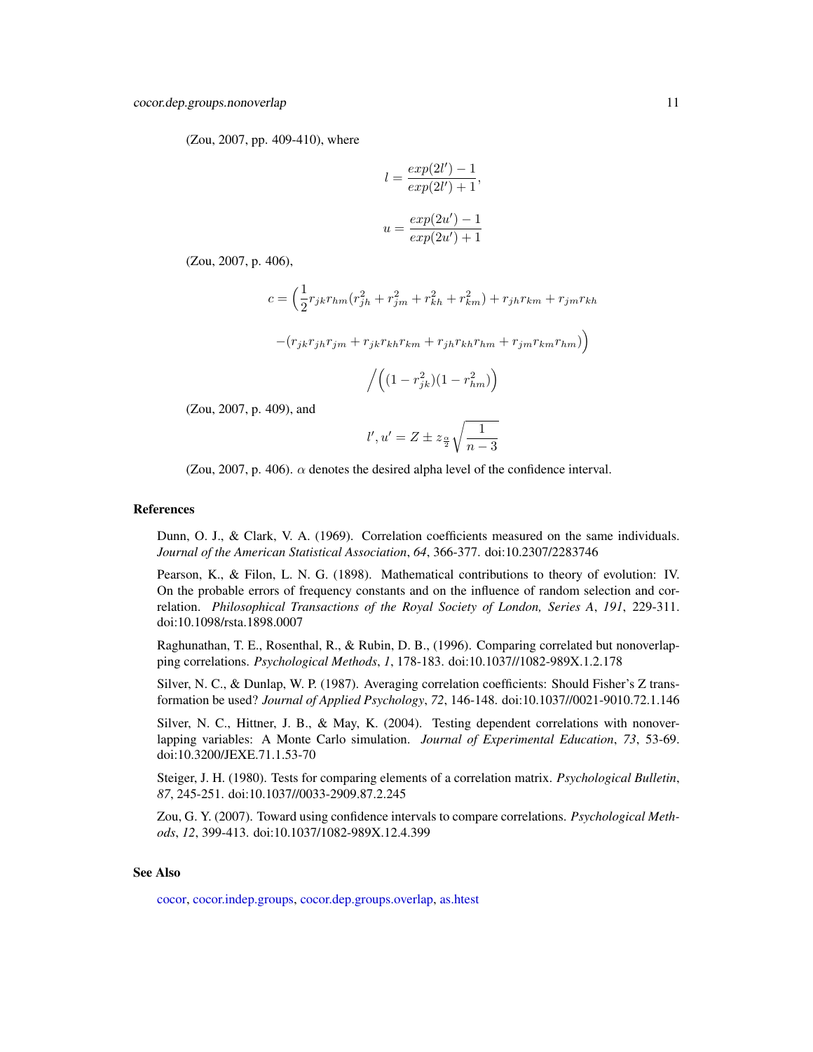(Zou, 2007, pp. 409-410), where

$$l = \frac{exp(2l') - 1}{exp(2l') + 1},$$

$$u = \frac{exp(2u') - 1}{exp(2u') + 1}$$

(Zou, 2007, p. 406),

$$c = \Big(\frac{1}{2} r_{jk} r_{hm} (r_{jh}^2 + r_{jm}^2 + r_{kh}^2 + r_{km}^2) + r_{jh} r_{km} + r_{jm} r_{kh}$$

$$-(r_{jk} r_{jh} r_{jm} + r_{jk} r_{kh} r_{km} + r_{jh} r_{kh} r_{hm} + r_{jm} r_{km} r_{hm})\Big)$$

$$\Big/ \Big((1 - r_{jk}^2)(1 - r_{hm}^2)\Big)$$

(Zou, 2007, p. 409), and

$$l', u' = Z \pm z_{\frac{\alpha}{2}} \sqrt{\frac{1}{n-3}}$$

(Zou, 2007, p. 406). $\alpha$ denotes the desired alpha level of the confidence interval.

## References

Dunn, O. J., & Clark, V. A. (1969). Correlation coefficients measured on the same individuals. *Journal of the American Statistical Association*, *64*, 366-377. doi:10.2307/2283746

Pearson, K., & Filon, L. N. G. (1898). Mathematical contributions to theory of evolution: IV. On the probable errors of frequency constants and on the influence of random selection and correlation. *Philosophical Transactions of the Royal Society of London, Series A*, *191*, 229-311. doi:10.1098/rsta.1898.0007

Raghunathan, T. E., Rosenthal, R., & Rubin, D. B., (1996). Comparing correlated but nonoverlapping correlations. *Psychological Methods*, *1*, 178-183. doi:10.1037//1082-989X.1.2.178

Silver, N. C., & Dunlap, W. P. (1987). Averaging correlation coefficients: Should Fisher's Z transformation be used? *Journal of Applied Psychology*, *72*, 146-148. doi:10.1037//0021-9010.72.1.146

Silver, N. C., Hittner, J. B., & May, K. (2004). Testing dependent correlations with nonoverlapping variables: A Monte Carlo simulation. *Journal of Experimental Education*, *73*, 53-69. doi:10.3200/JEXE.71.1.53-70

Steiger, J. H. (1980). Tests for comparing elements of a correlation matrix. *Psychological Bulletin*, *87*, 245-251. doi:10.1037//0033-2909.87.2.245

Zou, G. Y. (2007). Toward using confidence intervals to compare correlations. *Psychological Methods*, *12*, 399-413. doi:10.1037/1082-989X.12.4.399

## See Also

cocor, cocor.indep.groups, cocor.dep.groups.overlap, as.htest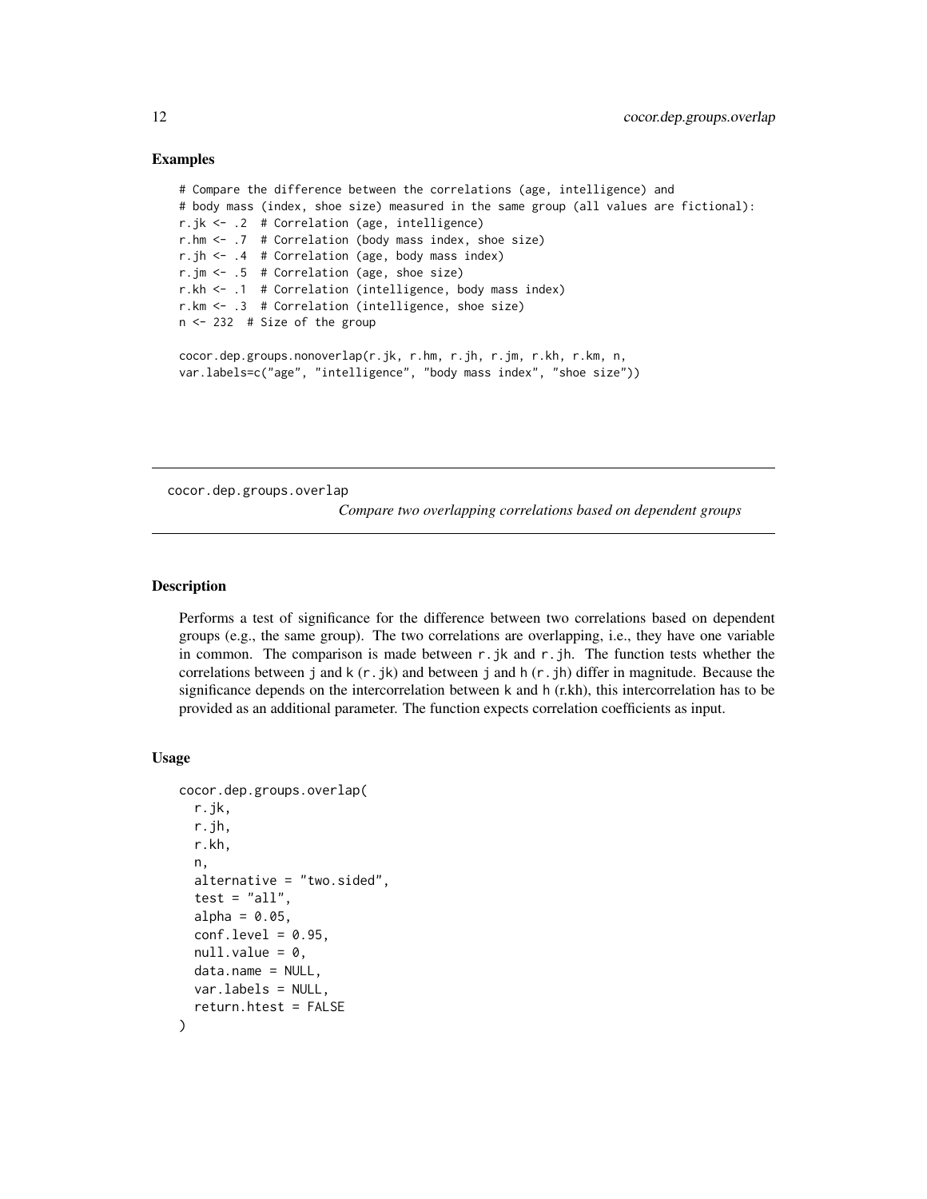## Examples

```
# Compare the difference between the correlations (age, intelligence) and
# body mass (index, shoe size) measured in the same group (all values are fictional):
r.jk <- .2  # Correlation (age, intelligence)
r.hm <- .7  # Correlation (body mass index, shoe size)
r.jh <- .4  # Correlation (age, body mass index)
r.jm <- .5  # Correlation (age, shoe size)
r.kh <- .1  # Correlation (intelligence, body mass index)
r.km <- .3  # Correlation (intelligence, shoe size)
n <- 232  # Size of the group

cocor.dep.groups.nonoverlap(r.jk, r.hm, r.jh, r.jm, r.kh, r.km, n,
var.labels=c("age", "intelligence", "body mass index", "shoe size"))
```

---

# cocor.dep.groups.overlap

*Compare two overlapping correlations based on dependent groups*

---

## Description

Performs a test of significance for the difference between two correlations based on dependent groups (e.g., the same group). The two correlations are overlapping, i.e., they have one variable in common. The comparison is made between `r.jk` and `r.jh`. The function tests whether the correlations between `j` and `k` (`r.jk`) and between `j` and `h` (`r.jh`) differ in magnitude. Because the significance depends on the intercorrelation between `k` and `h` (r.kh), this intercorrelation has to be provided as an additional parameter. The function expects correlation coefficients as input.

## Usage

```
cocor.dep.groups.overlap(
  r.jk,
  r.jh,
  r.kh,
  n,
  alternative = "two.sided",
  test = "all",
  alpha = 0.05,
  conf.level = 0.95,
  null.value = 0,
  data.name = NULL,
  var.labels = NULL,
  return.htest = FALSE
)
```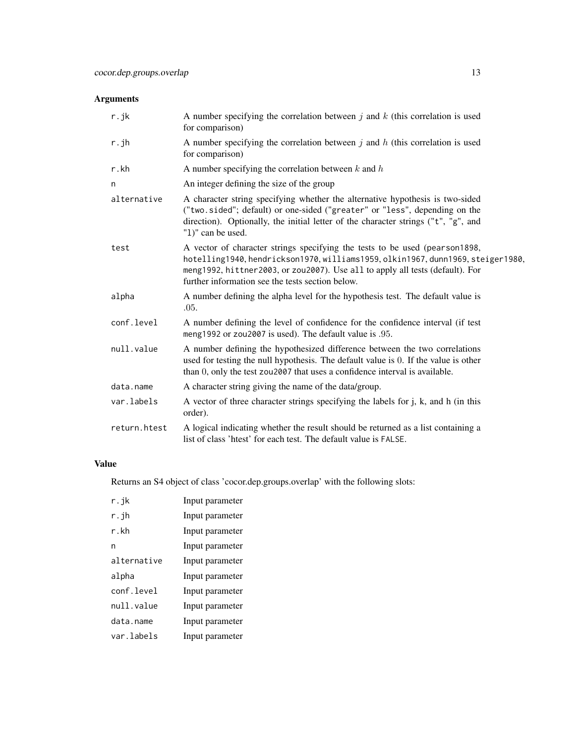## Arguments

| | |
|---|---|
| `r.jk` | A number specifying the correlation between $j$ and $k$ (this correlation is used for comparison) |
| `r.jh` | A number specifying the correlation between $j$ and $h$ (this correlation is used for comparison) |
| `r.kh` | A number specifying the correlation between $k$ and $h$ |
| `n` | An integer defining the size of the group |
| `alternative` | A character string specifying whether the alternative hypothesis is two-sided ("`two.sided`"; default) or one-sided ("`greater`" or "`less`", depending on the direction). Optionally, the initial letter of the character strings ("`t`", "`g`", and "`l`)" can be used. |
| `test` | A vector of character strings specifying the tests to be used (`pearson1898`, `hotelling1940`, `hendrickson1970`, `williams1959`, `olkin1967`, `dunn1969`, `steiger1980`, `meng1992`, `hittner2003`, or `zou2007`). Use `all` to apply all tests (default). For further information see the tests section below. |
| `alpha` | A number defining the alpha level for the hypothesis test. The default value is $.05$. |
| `conf.level` | A number defining the level of confidence for the confidence interval (if test `meng1992` or `zou2007` is used). The default value is $.95$. |
| `null.value` | A number defining the hypothesized difference between the two correlations used for testing the null hypothesis. The default value is $0$. If the value is other than $0$, only the test `zou2007` that uses a confidence interval is available. |
| `data.name` | A character string giving the name of the data/group. |
| `var.labels` | A vector of three character strings specifying the labels for j, k, and h (in this order). |
| `return.htest` | A logical indicating whether the result should be returned as a list containing a list of class 'htest' for each test. The default value is `FALSE`. |

## Value

Returns an S4 object of class 'cocor.dep.groups.overlap' with the following slots:

| | |
|---|---|
| `r.jk` | Input parameter |
| `r.jh` | Input parameter |
| `r.kh` | Input parameter |
| `n` | Input parameter |
| `alternative` | Input parameter |
| `alpha` | Input parameter |
| `conf.level` | Input parameter |
| `null.value` | Input parameter |
| `data.name` | Input parameter |
| `var.labels` | Input parameter |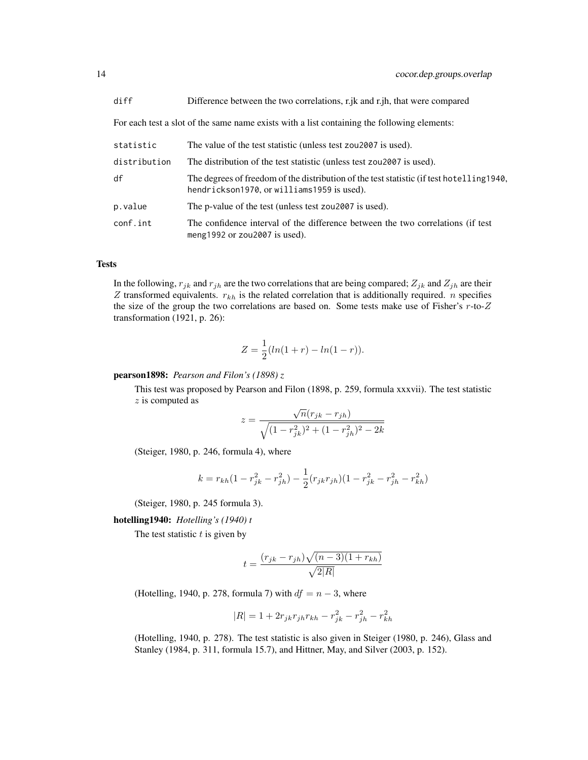| | |
|---|---|
| diff | Difference between the two correlations, r.jk and r.jh, that were compared |

For each test a slot of the same name exists with a list containing the following elements:

| | |
|---|---|
| statistic | The value of the test statistic (unless test zou2007 is used). |
| distribution | The distribution of the test statistic (unless test zou2007 is used). |
| df | The degrees of freedom of the distribution of the test statistic (if test hotelling1940, hendrickson1970, or williams1959 is used). |
| p.value | The p-value of the test (unless test zou2007 is used). |
| conf.int | The confidence interval of the difference between the two correlations (if test meng1992 or zou2007 is used). |

## Tests

In the following, $r_{jk}$ and $r_{jh}$ are the two correlations that are being compared; $Z_{jk}$ and $Z_{jh}$ are their $Z$ transformed equivalents. $r_{kh}$ is the related correlation that is additionally required. $n$ specifies the size of the group the two correlations are based on. Some tests make use of Fisher's $r$-to-$Z$ transformation (1921, p. 26):

$$Z = \frac{1}{2}(ln(1 + r) - ln(1 - r)).$$

**pearson1898:** *Pearson and Filon's (1898) z*

This test was proposed by Pearson and Filon (1898, p. 259, formula xxxvii). The test statistic $z$ is computed as

$$z = \frac{\sqrt{n}(r_{jk} - r_{jh})}{\sqrt{(1 - r_{jk}^2)^2 + (1 - r_{jh}^2)^2 - 2k}}$$

(Steiger, 1980, p. 246, formula 4), where

$$k = r_{kh}(1 - r_{jk}^2 - r_{jh}^2) - \frac{1}{2}(r_{jk}r_{jh})(1 - r_{jk}^2 - r_{jh}^2 - r_{kh}^2)$$

(Steiger, 1980, p. 245 formula 3).

**hotelling1940:** *Hotelling's (1940) t*

The test statistic $t$ is given by

$$t = \frac{(r_{jk} - r_{jh})\sqrt{(n - 3)(1 + r_{kh})}}{\sqrt{2|R|}}$$

(Hotelling, 1940, p. 278, formula 7) with $df = n - 3$, where

$$|R| = 1 + 2r_{jk}r_{jh}r_{kh} - r_{jk}^2 - r_{jh}^2 - r_{kh}^2$$

(Hotelling, 1940, p. 278). The test statistic is also given in Steiger (1980, p. 246), Glass and Stanley (1984, p. 311, formula 15.7), and Hittner, May, and Silver (2003, p. 152).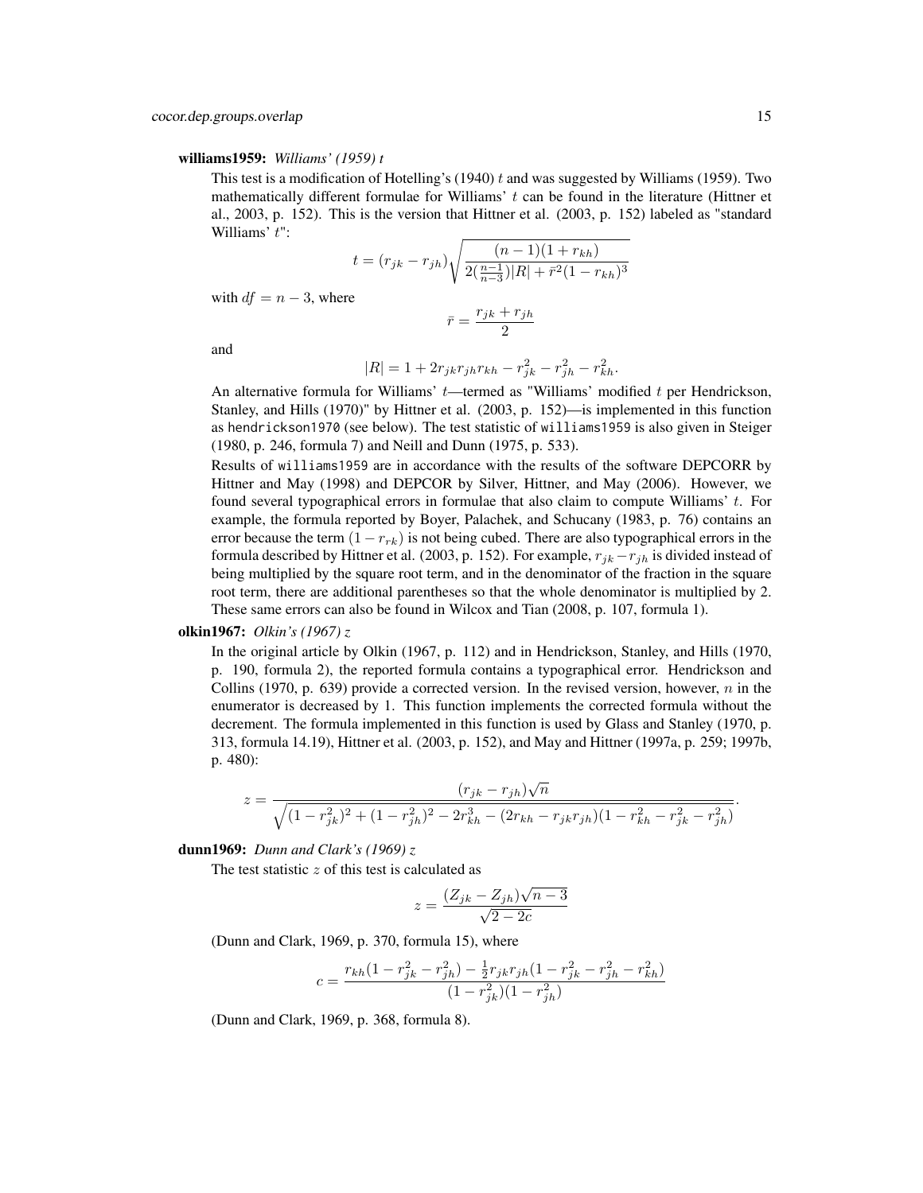**williams1959:** *Williams' (1959) t*

This test is a modification of Hotelling's (1940) $t$ and was suggested by Williams (1959). Two mathematically different formulae for Williams' $t$ can be found in the literature (Hittner et al., 2003, p. 152). This is the version that Hittner et al. (2003, p. 152) labeled as "standard Williams' $t$":

$$t = (r_{jk} - r_{jh})\sqrt{\frac{(n-1)(1+r_{kh})}{2(\frac{n-1}{n-3})|R| + \bar{r}^2(1-r_{kh})^3}}$$

with $df = n - 3$, where

$$\bar{r} = \frac{r_{jk} + r_{jh}}{2}$$

and

$$|R| = 1 + 2r_{jk}r_{jh}r_{kh} - r_{jk}^2 - r_{jh}^2 - r_{kh}^2.$$

An alternative formula for Williams' $t$—termed as "Williams' modified $t$ per Hendrickson, Stanley, and Hills (1970)" by Hittner et al. (2003, p. 152)—is implemented in this function as `hendrickson1970` (see below). The test statistic of `williams1959` is also given in Steiger (1980, p. 246, formula 7) and Neill and Dunn (1975, p. 533).

Results of `williams1959` are in accordance with the results of the software DEPCORR by Hittner and May (1998) and DEPCOR by Silver, Hittner, and May (2006). However, we found several typographical errors in formulae that also claim to compute Williams' $t$. For example, the formula reported by Boyer, Palachek, and Schucany (1983, p. 76) contains an error because the term $(1 - r_{rk})$ is not being cubed. There are also typographical errors in the formula described by Hittner et al. (2003, p. 152). For example, $r_{jk} - r_{jh}$ is divided instead of being multiplied by the square root term, and in the denominator of the fraction in the square root term, there are additional parentheses so that the whole denominator is multiplied by 2. These same errors can also be found in Wilcox and Tian (2008, p. 107, formula 1).

**olkin1967:** *Olkin's (1967) z*

In the original article by Olkin (1967, p. 112) and in Hendrickson, Stanley, and Hills (1970, p. 190, formula 2), the reported formula contains a typographical error. Hendrickson and Collins (1970, p. 639) provide a corrected version. In the revised version, however, $n$ in the enumerator is decreased by 1. This function implements the corrected formula without the decrement. The formula implemented in this function is used by Glass and Stanley (1970, p. 313, formula 14.19), Hittner et al. (2003, p. 152), and May and Hittner (1997a, p. 259; 1997b, p. 480):

$$z = \frac{(r_{jk} - r_{jh})\sqrt{n}}{\sqrt{(1-r_{jk}^2)^2 + (1-r_{jh}^2)^2 - 2r_{kh}^3 - (2r_{kh} - r_{jk}r_{jh})(1 - r_{kh}^2 - r_{jk}^2 - r_{jh}^2)}}.$$

**dunn1969:** *Dunn and Clark's (1969) z*

The test statistic $z$ of this test is calculated as

$$z = \frac{(Z_{jk} - Z_{jh})\sqrt{n-3}}{\sqrt{2-2c}}$$

(Dunn and Clark, 1969, p. 370, formula 15), where

$$c = \frac{r_{kh}(1 - r_{jk}^2 - r_{jh}^2) - \frac{1}{2}r_{jk}r_{jh}(1 - r_{jk}^2 - r_{jh}^2 - r_{kh}^2)}{(1-r_{jk}^2)(1-r_{jh}^2)}$$

(Dunn and Clark, 1969, p. 368, formula 8).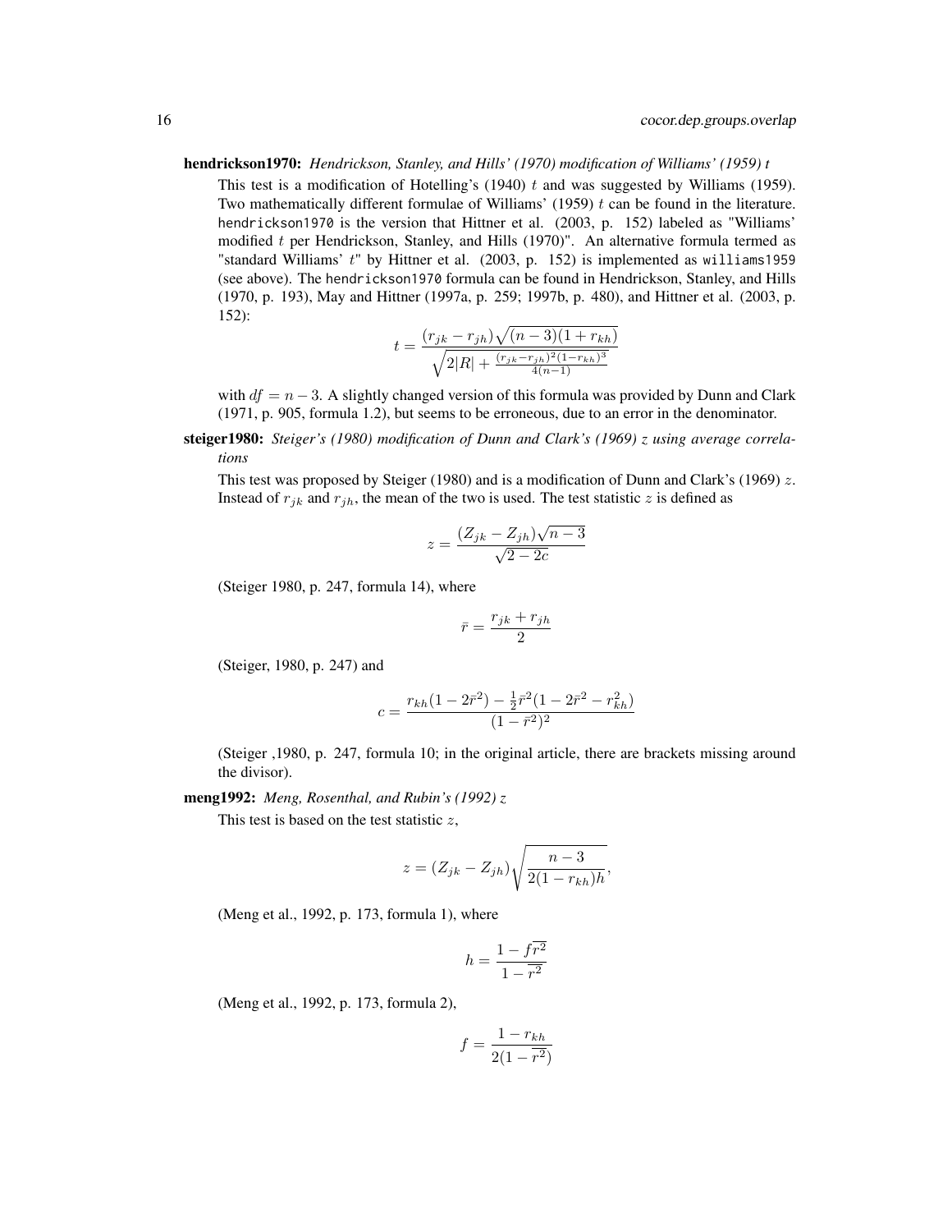**hendrickson1970:** *Hendrickson, Stanley, and Hills' (1970) modification of Williams' (1959) t*

This test is a modification of Hotelling's (1940) $t$ and was suggested by Williams (1959). Two mathematically different formulae of Williams' (1959) $t$ can be found in the literature. `hendrickson1970` is the version that Hittner et al. (2003, p. 152) labeled as "Williams' modified $t$ per Hendrickson, Stanley, and Hills (1970)". An alternative formula termed as "standard Williams' $t$" by Hittner et al. (2003, p. 152) is implemented as `williams1959` (see above). The `hendrickson1970` formula can be found in Hendrickson, Stanley, and Hills (1970, p. 193), May and Hittner (1997a, p. 259; 1997b, p. 480), and Hittner et al. (2003, p. 152):

$$t = \frac{(r_{jk} - r_{jh})\sqrt{(n-3)(1+r_{kh})}}{\sqrt{2|R| + \frac{(r_{jk}-r_{jh})^2(1-r_{kh})^3}{4(n-1)}}}$$

with $df = n - 3$. A slightly changed version of this formula was provided by Dunn and Clark (1971, p. 905, formula 1.2), but seems to be erroneous, due to an error in the denominator.

**steiger1980:** *Steiger's (1980) modification of Dunn and Clark's (1969) z using average correlations*

This test was proposed by Steiger (1980) and is a modification of Dunn and Clark's (1969) $z$. Instead of $r_{jk}$ and $r_{jh}$, the mean of the two is used. The test statistic $z$ is defined as

$$z = \frac{(Z_{jk} - Z_{jh})\sqrt{n-3}}{\sqrt{2-2c}}$$

(Steiger 1980, p. 247, formula 14), where

$$\bar{r} = \frac{r_{jk} + r_{jh}}{2}$$

(Steiger, 1980, p. 247) and

$$c = \frac{r_{kh}(1-2\bar{r}^2) - \frac{1}{2}\bar{r}^2(1-2\bar{r}^2-r_{kh}^2)}{(1-\bar{r}^2)^2}$$

(Steiger ,1980, p. 247, formula 10; in the original article, there are brackets missing around the divisor).

**meng1992:** *Meng, Rosenthal, and Rubin's (1992) z*

This test is based on the test statistic $z$,

$$z = (Z_{jk} - Z_{jh})\sqrt{\frac{n-3}{2(1-r_{kh})h}},$$

(Meng et al., 1992, p. 173, formula 1), where

$$h = \frac{1 - f\overline{r^2}}{1 - \overline{r^2}}$$

(Meng et al., 1992, p. 173, formula 2),

$$f = \frac{1 - r_{kh}}{2(1 - \overline{r^2})}$$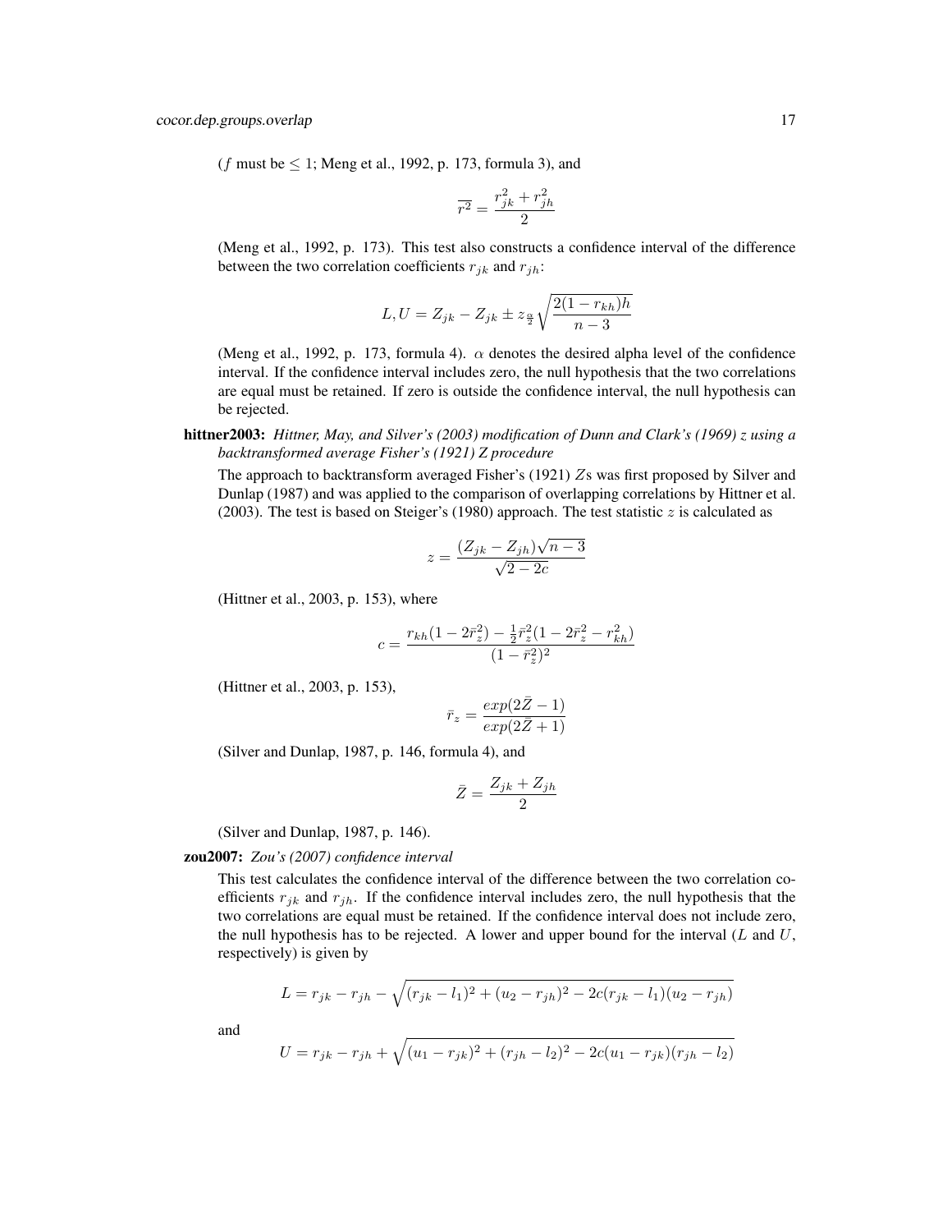($f$ must be $\leq 1$; Meng et al., 1992, p. 173, formula 3), and

$$\overline{r^2} = \frac{r_{jk}^2 + r_{jh}^2}{2}$$

(Meng et al., 1992, p. 173). This test also constructs a confidence interval of the difference between the two correlation coefficients $r_{jk}$ and $r_{jh}$:

$$L, U = Z_{jk} - Z_{jk} \pm z_{\frac{\alpha}{2}} \sqrt{\frac{2(1 - r_{kh})h}{n - 3}}$$

(Meng et al., 1992, p. 173, formula 4). $\alpha$ denotes the desired alpha level of the confidence interval. If the confidence interval includes zero, the null hypothesis that the two correlations are equal must be retained. If zero is outside the confidence interval, the null hypothesis can be rejected.

**hittner2003:** *Hittner, May, and Silver's (2003) modification of Dunn and Clark's (1969) z using a backtransformed average Fisher's (1921) Z procedure*

The approach to backtransform averaged Fisher's (1921) $Z$s was first proposed by Silver and Dunlap (1987) and was applied to the comparison of overlapping correlations by Hittner et al. (2003). The test is based on Steiger's (1980) approach. The test statistic $z$ is calculated as

$$z = \frac{(Z_{jk} - Z_{jh})\sqrt{n - 3}}{\sqrt{2 - 2c}}$$

(Hittner et al., 2003, p. 153), where

$$c = \frac{r_{kh}(1 - 2\bar{r}_z^2) - \frac{1}{2}\bar{r}_z^2(1 - 2\bar{r}_z^2 - r_{kh}^2)}{(1 - \bar{r}_z^2)^2}$$

(Hittner et al., 2003, p. 153),

$$\bar{r}_z = \frac{exp(2\bar{Z} - 1)}{exp(2\bar{Z} + 1)}$$

(Silver and Dunlap, 1987, p. 146, formula 4), and

$$\bar{Z} = \frac{Z_{jk} + Z_{jh}}{2}$$

(Silver and Dunlap, 1987, p. 146).

**zou2007:** *Zou's (2007) confidence interval*

This test calculates the confidence interval of the difference between the two correlation coefficients $r_{jk}$ and $r_{jh}$. If the confidence interval includes zero, the null hypothesis that the two correlations are equal must be retained. If the confidence interval does not include zero, the null hypothesis has to be rejected. A lower and upper bound for the interval ($L$ and $U$, respectively) is given by

$$L = r_{jk} - r_{jh} - \sqrt{(r_{jk} - l_1)^2 + (u_2 - r_{jh})^2 - 2c(r_{jk} - l_1)(u_2 - r_{jh})}$$

and

$$U = r_{jk} - r_{jh} + \sqrt{(u_1 - r_{jk})^2 + (r_{jh} - l_2)^2 - 2c(u_1 - r_{jk})(r_{jh} - l_2)}$$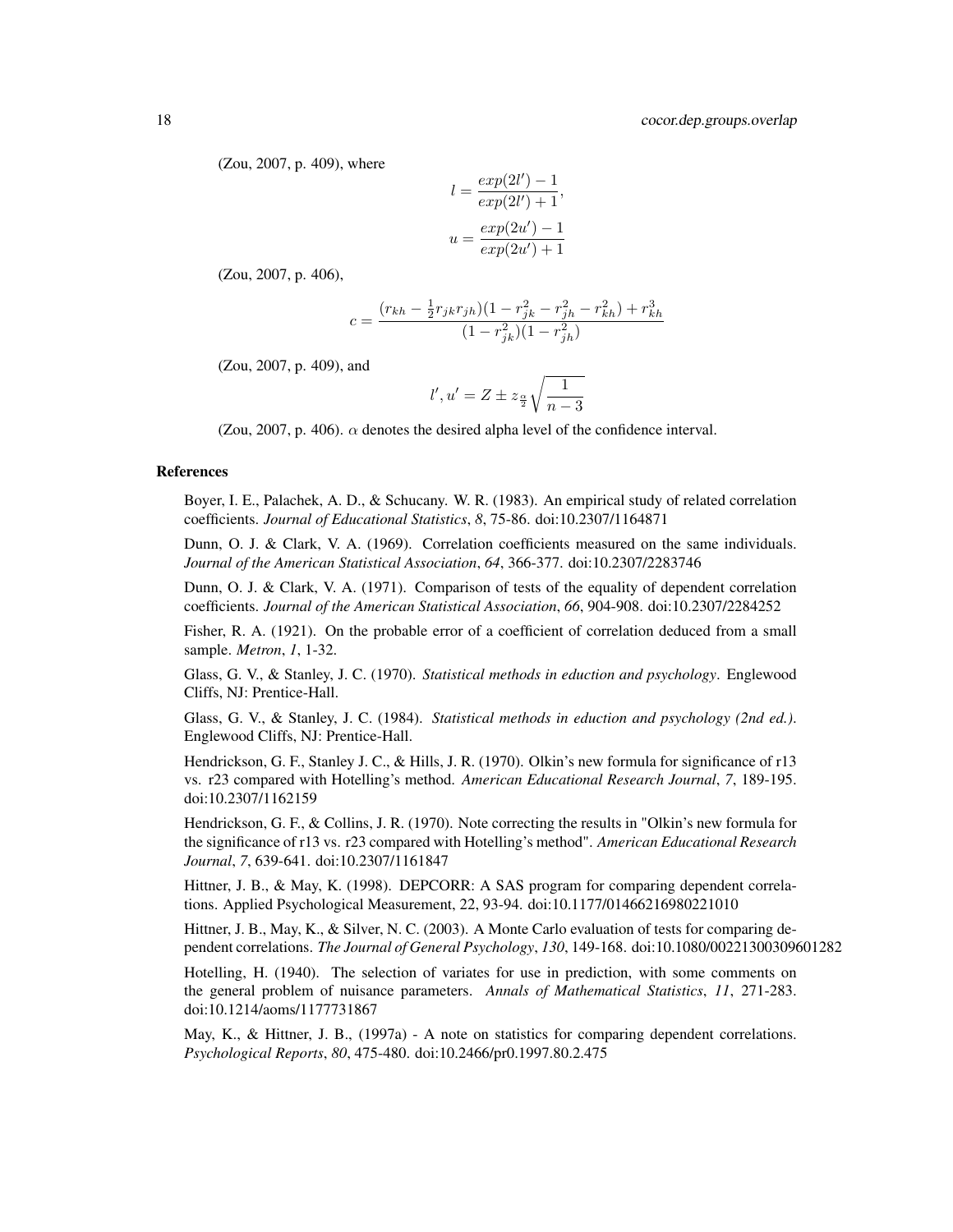(Zou, 2007, p. 409), where

$$l = \frac{exp(2l') - 1}{exp(2l') + 1},$$

$$u = \frac{exp(2u') - 1}{exp(2u') + 1}$$

(Zou, 2007, p. 406),

$$c = \frac{(r_{kh} - \frac{1}{2}r_{jk}r_{jh})(1 - r_{jk}^2 - r_{jh}^2 - r_{kh}^2) + r_{kh}^3}{(1 - r_{jk}^2)(1 - r_{jh}^2)}$$

(Zou, 2007, p. 409), and

$$l', u' = Z \pm z_{\frac{\alpha}{2}} \sqrt{\frac{1}{n-3}}$$

(Zou, 2007, p. 406). $\alpha$ denotes the desired alpha level of the confidence interval.

### References

Boyer, I. E., Palachek, A. D., & Schucany. W. R. (1983). An empirical study of related correlation coefficients. *Journal of Educational Statistics*, *8*, 75-86. doi:10.2307/1164871

Dunn, O. J. & Clark, V. A. (1969). Correlation coefficients measured on the same individuals. *Journal of the American Statistical Association*, *64*, 366-377. doi:10.2307/2283746

Dunn, O. J. & Clark, V. A. (1971). Comparison of tests of the equality of dependent correlation coefficients. *Journal of the American Statistical Association*, *66*, 904-908. doi:10.2307/2284252

Fisher, R. A. (1921). On the probable error of a coefficient of correlation deduced from a small sample. *Metron*, *1*, 1-32.

Glass, G. V., & Stanley, J. C. (1970). *Statistical methods in eduction and psychology*. Englewood Cliffs, NJ: Prentice-Hall.

Glass, G. V., & Stanley, J. C. (1984). *Statistical methods in eduction and psychology (2nd ed.)*. Englewood Cliffs, NJ: Prentice-Hall.

Hendrickson, G. F., Stanley J. C., & Hills, J. R. (1970). Olkin's new formula for significance of r13 vs. r23 compared with Hotelling's method. *American Educational Research Journal*, *7*, 189-195. doi:10.2307/1162159

Hendrickson, G. F., & Collins, J. R. (1970). Note correcting the results in "Olkin's new formula for the significance of r13 vs. r23 compared with Hotelling's method". *American Educational Research Journal*, *7*, 639-641. doi:10.2307/1161847

Hittner, J. B., & May, K. (1998). DEPCORR: A SAS program for comparing dependent correlations. Applied Psychological Measurement, 22, 93-94. doi:10.1177/01466216980221010

Hittner, J. B., May, K., & Silver, N. C. (2003). A Monte Carlo evaluation of tests for comparing dependent correlations. *The Journal of General Psychology*, *130*, 149-168. doi:10.1080/00221300309601282

Hotelling, H. (1940). The selection of variates for use in prediction, with some comments on the general problem of nuisance parameters. *Annals of Mathematical Statistics*, *11*, 271-283. doi:10.1214/aoms/1177731867

May, K., & Hittner, J. B., (1997a) - A note on statistics for comparing dependent correlations. *Psychological Reports*, *80*, 475-480. doi:10.2466/pr0.1997.80.2.475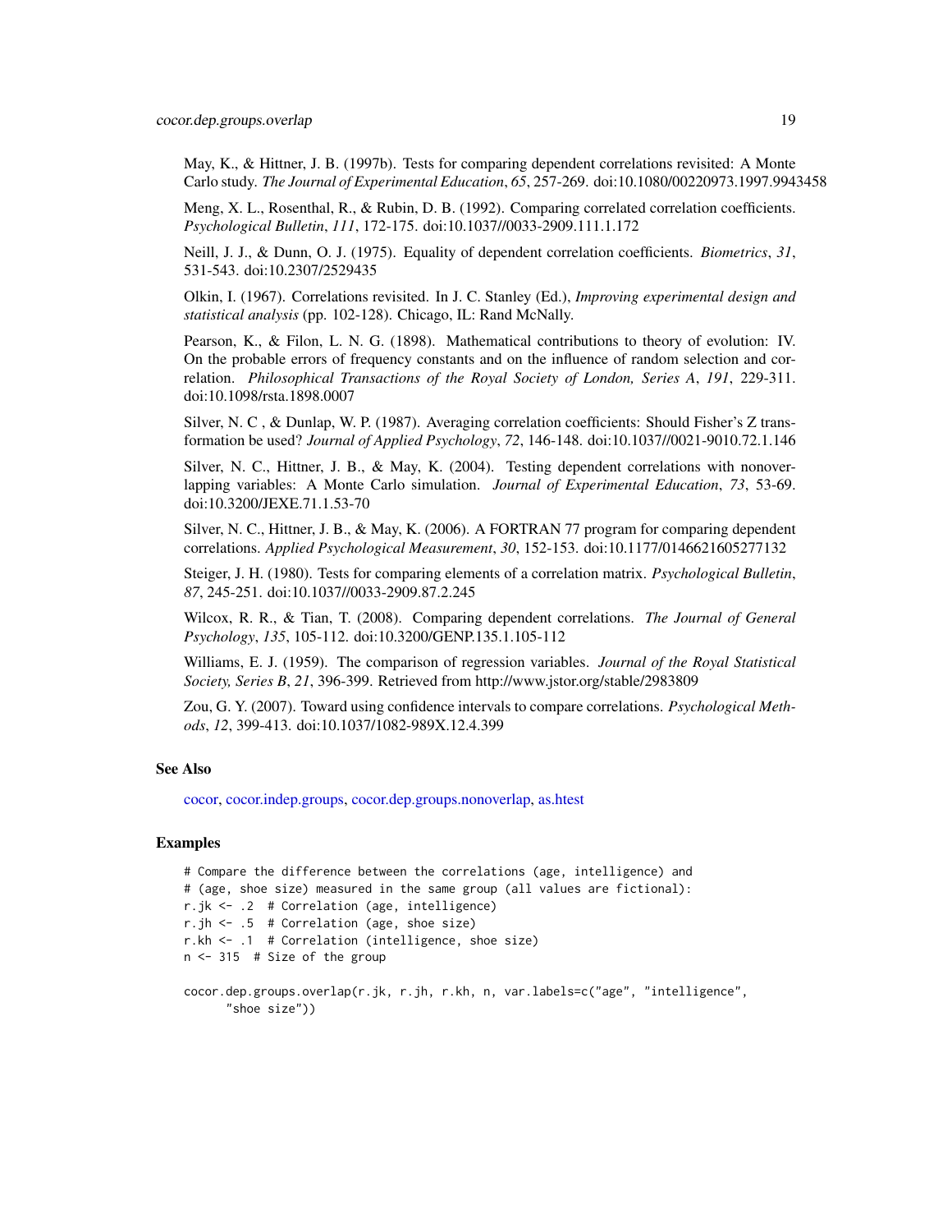May, K., & Hittner, J. B. (1997b). Tests for comparing dependent correlations revisited: A Monte Carlo study. *The Journal of Experimental Education*, *65*, 257-269. doi:10.1080/00220973.1997.9943458

Meng, X. L., Rosenthal, R., & Rubin, D. B. (1992). Comparing correlated correlation coefficients. *Psychological Bulletin*, *111*, 172-175. doi:10.1037//0033-2909.111.1.172

Neill, J. J., & Dunn, O. J. (1975). Equality of dependent correlation coefficients. *Biometrics*, *31*, 531-543. doi:10.2307/2529435

Olkin, I. (1967). Correlations revisited. In J. C. Stanley (Ed.), *Improving experimental design and statistical analysis* (pp. 102-128). Chicago, IL: Rand McNally.

Pearson, K., & Filon, L. N. G. (1898). Mathematical contributions to theory of evolution: IV. On the probable errors of frequency constants and on the influence of random selection and correlation. *Philosophical Transactions of the Royal Society of London, Series A*, *191*, 229-311. doi:10.1098/rsta.1898.0007

Silver, N. C , & Dunlap, W. P. (1987). Averaging correlation coefficients: Should Fisher's Z transformation be used? *Journal of Applied Psychology*, *72*, 146-148. doi:10.1037//0021-9010.72.1.146

Silver, N. C., Hittner, J. B., & May, K. (2004). Testing dependent correlations with nonoverlapping variables: A Monte Carlo simulation. *Journal of Experimental Education*, *73*, 53-69. doi:10.3200/JEXE.71.1.53-70

Silver, N. C., Hittner, J. B., & May, K. (2006). A FORTRAN 77 program for comparing dependent correlations. *Applied Psychological Measurement*, *30*, 152-153. doi:10.1177/0146621605277132

Steiger, J. H. (1980). Tests for comparing elements of a correlation matrix. *Psychological Bulletin*, *87*, 245-251. doi:10.1037//0033-2909.87.2.245

Wilcox, R. R., & Tian, T. (2008). Comparing dependent correlations. *The Journal of General Psychology*, *135*, 105-112. doi:10.3200/GENP.135.1.105-112

Williams, E. J. (1959). The comparison of regression variables. *Journal of the Royal Statistical Society, Series B*, *21*, 396-399. Retrieved from http://www.jstor.org/stable/2983809

Zou, G. Y. (2007). Toward using confidence intervals to compare correlations. *Psychological Methods*, *12*, 399-413. doi:10.1037/1082-989X.12.4.399

## See Also

cocor, cocor.indep.groups, cocor.dep.groups.nonoverlap, as.htest

## Examples

```
# Compare the difference between the correlations (age, intelligence) and
# (age, shoe size) measured in the same group (all values are fictional):
r.jk <- .2  # Correlation (age, intelligence)
r.jh <- .5  # Correlation (age, shoe size)
r.kh <- .1  # Correlation (intelligence, shoe size)
n <- 315  # Size of the group

cocor.dep.groups.overlap(r.jk, r.jh, r.kh, n, var.labels=c("age", "intelligence",
      "shoe size"))
```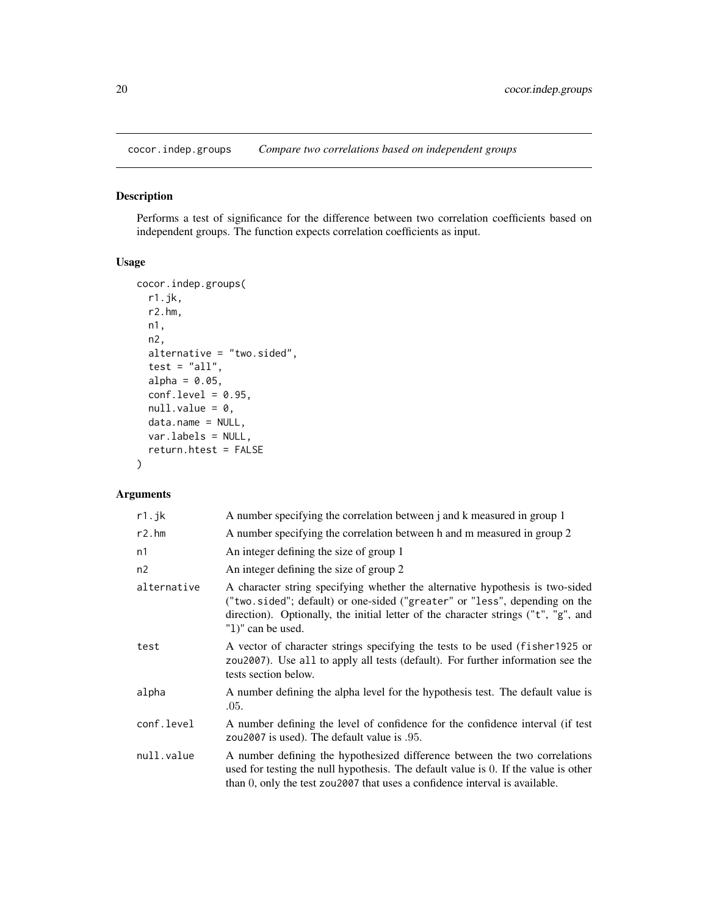cocor.indep.groups *Compare two correlations based on independent groups*

## Description

Performs a test of significance for the difference between two correlation coefficients based on independent groups. The function expects correlation coefficients as input.

## Usage

```
cocor.indep.groups(
  r1.jk,
  r2.hm,
  n1,
  n2,
  alternative = "two.sided",
  test = "all",
  alpha = 0.05,
  conf.level = 0.95,
  null.value = 0,
  data.name = NULL,
  var.labels = NULL,
  return.htest = FALSE
)
```

## Arguments

| | |
|---|---|
| `r1.jk` | A number specifying the correlation between j and k measured in group 1 |
| `r2.hm` | A number specifying the correlation between h and m measured in group 2 |
| `n1` | An integer defining the size of group 1 |
| `n2` | An integer defining the size of group 2 |
| `alternative` | A character string specifying whether the alternative hypothesis is two-sided ("`two.sided`"; default) or one-sided ("`greater`" or "`less`", depending on the direction). Optionally, the initial letter of the character strings ("`t`", "`g`", and "`l`)" can be used. |
| `test` | A vector of character strings specifying the tests to be used (`fisher1925` or `zou2007`). Use `all` to apply all tests (default). For further information see the tests section below. |
| `alpha` | A number defining the alpha level for the hypothesis test. The default value is .05. |
| `conf.level` | A number defining the level of confidence for the confidence interval (if test `zou2007` is used). The default value is .95. |
| `null.value` | A number defining the hypothesized difference between the two correlations used for testing the null hypothesis. The default value is 0. If the value is other than 0, only the test `zou2007` that uses a confidence interval is available. |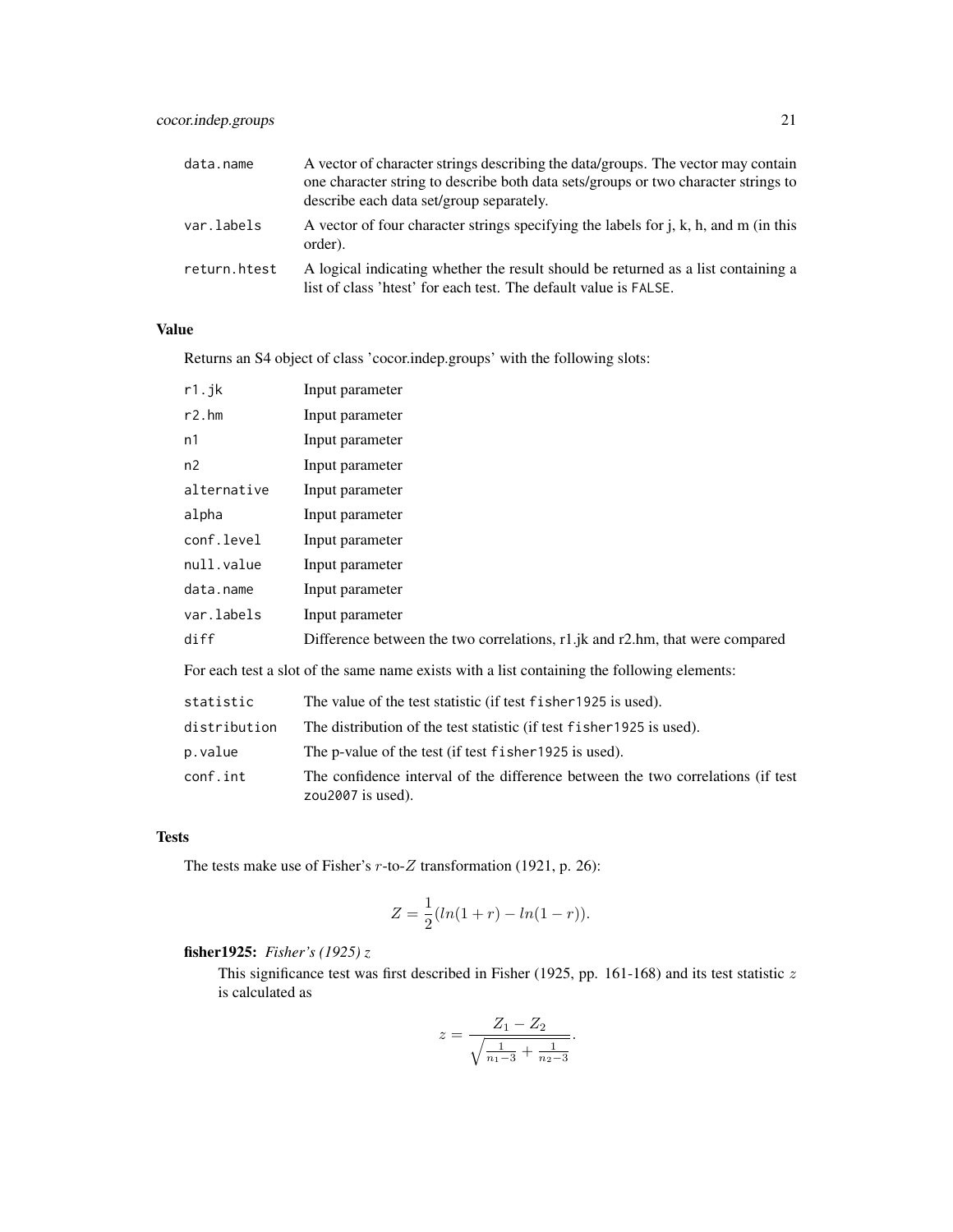| | |
|---|---|
| data.name | A vector of character strings describing the data/groups. The vector may contain one character string to describe both data sets/groups or two character strings to describe each data set/group separately. |
| var.labels | A vector of four character strings specifying the labels for j, k, h, and m (in this order). |
| return.htest | A logical indicating whether the result should be returned as a list containing a list of class 'htest' for each test. The default value is FALSE. |

### Value

Returns an S4 object of class 'cocor.indep.groups' with the following slots:

| | |
|---|---|
| r1.jk | Input parameter |
| r2.hm | Input parameter |
| n1 | Input parameter |
| n2 | Input parameter |
| alternative | Input parameter |
| alpha | Input parameter |
| conf.level | Input parameter |
| null.value | Input parameter |
| data.name | Input parameter |
| var.labels | Input parameter |
| diff | Difference between the two correlations, r1.jk and r2.hm, that were compared |

For each test a slot of the same name exists with a list containing the following elements:

| | |
|---|---|
| statistic | The value of the test statistic (if test fisher1925 is used). |
| distribution | The distribution of the test statistic (if test fisher1925 is used). |
| p.value | The p-value of the test (if test fisher1925 is used). |
| conf.int | The confidence interval of the difference between the two correlations (if test zou2007 is used). |

### Tests

The tests make use of Fisher's $r$-to-$Z$ transformation (1921, p. 26):

$$Z = \frac{1}{2}(ln(1+r) - ln(1-r)).$$

**fisher1925:** *Fisher's (1925) z*

This significance test was first described in Fisher (1925, pp. 161-168) and its test statistic $z$ is calculated as

$$z = \frac{Z_1 - Z_2}{\sqrt{\frac{1}{n_1-3} + \frac{1}{n_2-3}}}.$$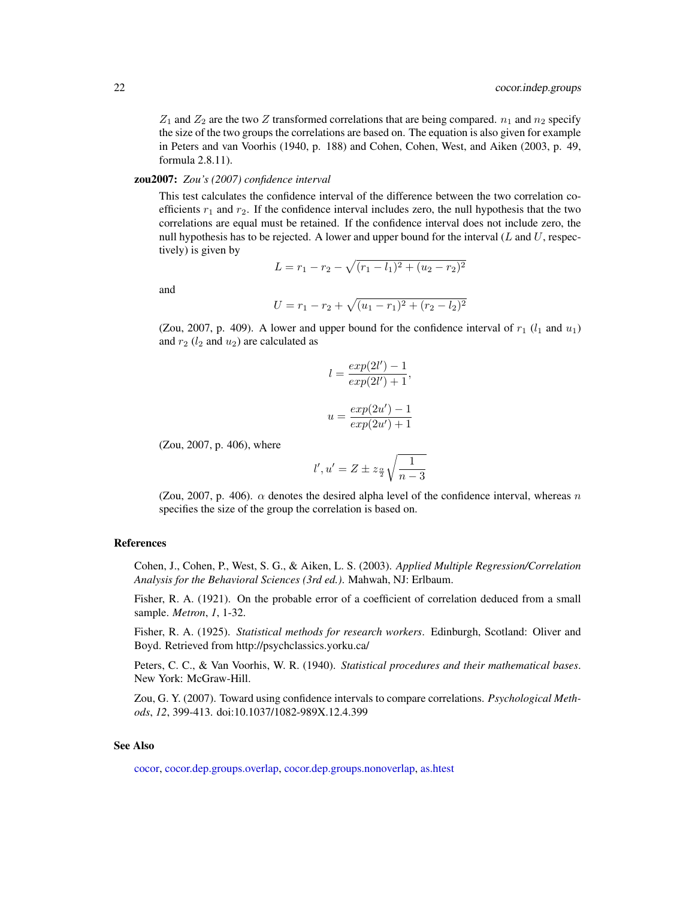$Z_1$ and $Z_2$ are the two $Z$ transformed correlations that are being compared. $n_1$ and $n_2$ specify the size of the two groups the correlations are based on. The equation is also given for example in Peters and van Voorhis (1940, p. 188) and Cohen, Cohen, West, and Aiken (2003, p. 49, formula 2.8.11).

**zou2007:** *Zou's (2007) confidence interval*

This test calculates the confidence interval of the difference between the two correlation coefficients $r_1$ and $r_2$. If the confidence interval includes zero, the null hypothesis that the two correlations are equal must be retained. If the confidence interval does not include zero, the null hypothesis has to be rejected. A lower and upper bound for the interval ($L$ and $U$, respectively) is given by

$$L = r_1 - r_2 - \sqrt{(r_1 - l_1)^2 + (u_2 - r_2)^2}$$

and

$$U = r_1 - r_2 + \sqrt{(u_1 - r_1)^2 + (r_2 - l_2)^2}$$

(Zou, 2007, p. 409). A lower and upper bound for the confidence interval of $r_1$ ($l_1$ and $u_1$) and $r_2$ ($l_2$ and $u_2$) are calculated as

$$l = \frac{exp(2l') - 1}{exp(2l') + 1},$$

$$u = \frac{exp(2u') - 1}{exp(2u') + 1}$$

(Zou, 2007, p. 406), where

$$l', u' = Z \pm z_{\frac{\alpha}{2}} \sqrt{\frac{1}{n-3}}$$

(Zou, 2007, p. 406). $\alpha$ denotes the desired alpha level of the confidence interval, whereas $n$ specifies the size of the group the correlation is based on.

## References

Cohen, J., Cohen, P., West, S. G., & Aiken, L. S. (2003). *Applied Multiple Regression/Correlation Analysis for the Behavioral Sciences (3rd ed.)*. Mahwah, NJ: Erlbaum.

Fisher, R. A. (1921). On the probable error of a coefficient of correlation deduced from a small sample. *Metron*, *1*, 1-32.

Fisher, R. A. (1925). *Statistical methods for research workers*. Edinburgh, Scotland: Oliver and Boyd. Retrieved from http://psychclassics.yorku.ca/

Peters, C. C., & Van Voorhis, W. R. (1940). *Statistical procedures and their mathematical bases*. New York: McGraw-Hill.

Zou, G. Y. (2007). Toward using confidence intervals to compare correlations. *Psychological Methods*, *12*, 399-413. doi:10.1037/1082-989X.12.4.399

## See Also

cocor, cocor.dep.groups.overlap, cocor.dep.groups.nonoverlap, as.htest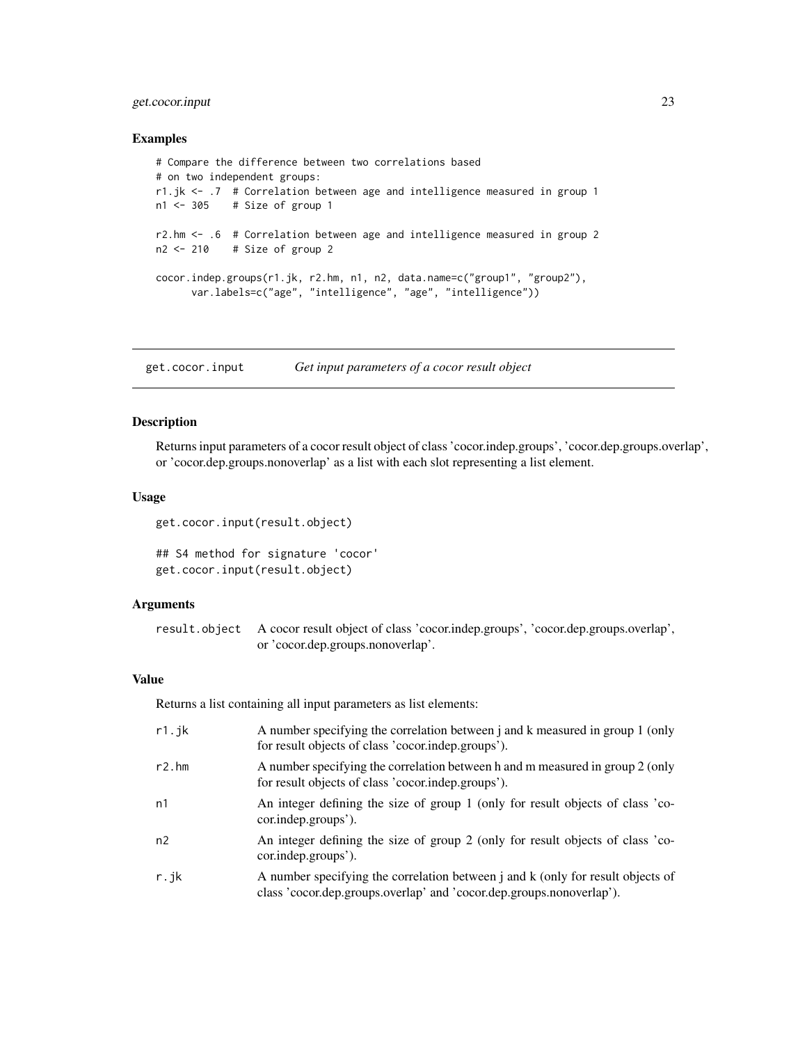## Examples

```
# Compare the difference between two correlations based
# on two independent groups:
r1.jk <- .7  # Correlation between age and intelligence measured in group 1
n1 <- 305    # Size of group 1

r2.hm <- .6  # Correlation between age and intelligence measured in group 2
n2 <- 210    # Size of group 2

cocor.indep.groups(r1.jk, r2.hm, n1, n2, data.name=c("group1", "group2"),
      var.labels=c("age", "intelligence", "age", "intelligence"))
```

---

# get.cocor.input — *Get input parameters of a cocor result object*

---

## Description

Returns input parameters of a cocor result object of class 'cocor.indep.groups', 'cocor.dep.groups.overlap', or 'cocor.dep.groups.nonoverlap' as a list with each slot representing a list element.

## Usage

```
get.cocor.input(result.object)

## S4 method for signature 'cocor'
get.cocor.input(result.object)
```

## Arguments

| | |
|---|---|
| `result.object` | A cocor result object of class 'cocor.indep.groups', 'cocor.dep.groups.overlap', or 'cocor.dep.groups.nonoverlap'. |

## Value

Returns a list containing all input parameters as list elements:

| | |
|---|---|
| `r1.jk` | A number specifying the correlation between j and k measured in group 1 (only for result objects of class 'cocor.indep.groups'). |
| `r2.hm` | A number specifying the correlation between h and m measured in group 2 (only for result objects of class 'cocor.indep.groups'). |
| `n1` | An integer defining the size of group 1 (only for result objects of class 'cocor.indep.groups'). |
| `n2` | An integer defining the size of group 2 (only for result objects of class 'cocor.indep.groups'). |
| `r.jk` | A number specifying the correlation between j and k (only for result objects of class 'cocor.dep.groups.overlap' and 'cocor.dep.groups.nonoverlap'). |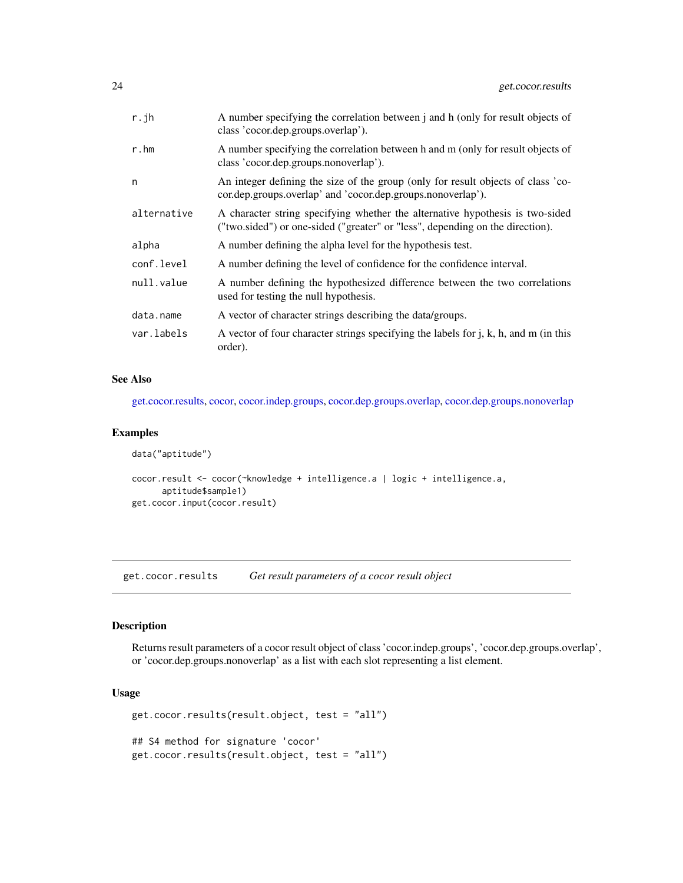| | |
|---|---|
| r.jh | A number specifying the correlation between j and h (only for result objects of class 'cocor.dep.groups.overlap'). |
| r.hm | A number specifying the correlation between h and m (only for result objects of class 'cocor.dep.groups.nonoverlap'). |
| n | An integer defining the size of the group (only for result objects of class 'cocor.dep.groups.overlap' and 'cocor.dep.groups.nonoverlap'). |
| alternative | A character string specifying whether the alternative hypothesis is two-sided ("two.sided") or one-sided ("greater" or "less", depending on the direction). |
| alpha | A number defining the alpha level for the hypothesis test. |
| conf.level | A number defining the level of confidence for the confidence interval. |
| null.value | A number defining the hypothesized difference between the two correlations used for testing the null hypothesis. |
| data.name | A vector of character strings describing the data/groups. |
| var.labels | A vector of four character strings specifying the labels for j, k, h, and m (in this order). |

### See Also

get.cocor.results, cocor, cocor.indep.groups, cocor.dep.groups.overlap, cocor.dep.groups.nonoverlap

### Examples

```
data("aptitude")

cocor.result <- cocor(~knowledge + intelligence.a | logic + intelligence.a,
      aptitude$sample1)
get.cocor.input(cocor.result)
```

---

## get.cocor.results *Get result parameters of a cocor result object*

---

### Description

Returns result parameters of a cocor result object of class 'cocor.indep.groups', 'cocor.dep.groups.overlap', or 'cocor.dep.groups.nonoverlap' as a list with each slot representing a list element.

### Usage

```
get.cocor.results(result.object, test = "all")

## S4 method for signature 'cocor'
get.cocor.results(result.object, test = "all")
```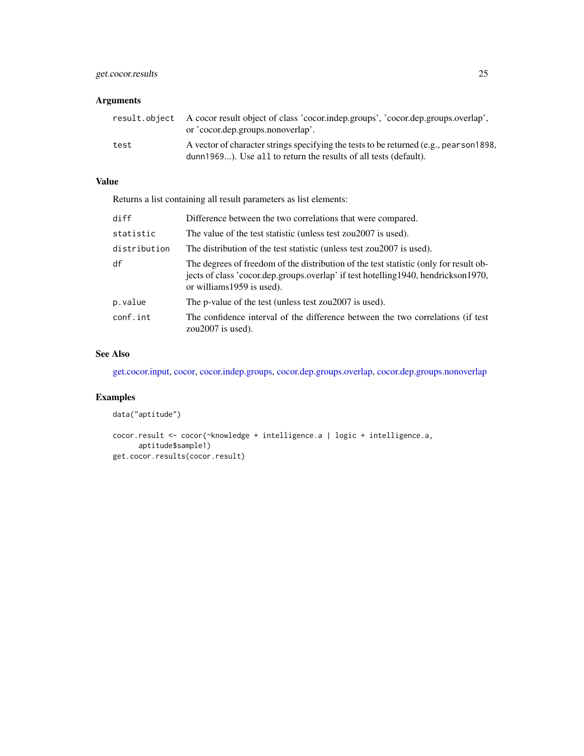## Arguments

| | |
|---|---|
| `result.object` | A cocor result object of class 'cocor.indep.groups', 'cocor.dep.groups.overlap', or 'cocor.dep.groups.nonoverlap'. |
| `test` | A vector of character strings specifying the tests to be returned (e.g., `pearson1898`, `dunn1969`...). Use `all` to return the results of all tests (default). |

## Value

Returns a list containing all result parameters as list elements:

| | |
|---|---|
| `diff` | Difference between the two correlations that were compared. |
| `statistic` | The value of the test statistic (unless test zou2007 is used). |
| `distribution` | The distribution of the test statistic (unless test zou2007 is used). |
| `df` | The degrees of freedom of the distribution of the test statistic (only for result objects of class 'cocor.dep.groups.overlap' if test hotelling1940, hendrickson1970, or williams1959 is used). |
| `p.value` | The p-value of the test (unless test zou2007 is used). |
| `conf.int` | The confidence interval of the difference between the two correlations (if test zou2007 is used). |

## See Also

get.cocor.input, cocor, cocor.indep.groups, cocor.dep.groups.overlap, cocor.dep.groups.nonoverlap

## Examples

```
data("aptitude")

cocor.result <- cocor(~knowledge + intelligence.a | logic + intelligence.a,
      aptitude$sample1)
get.cocor.results(cocor.result)
```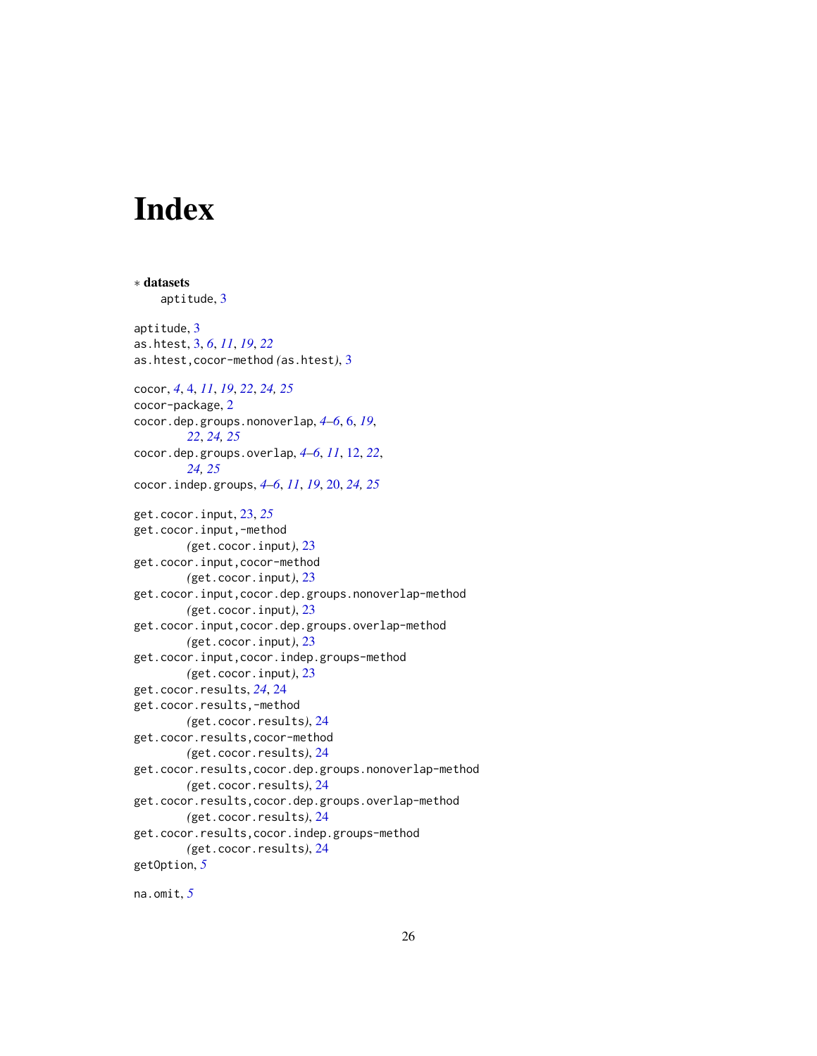# Index

∗ **datasets**
    aptitude, 3

aptitude, 3
as.htest, 3, *6*, *11*, *19*, *22*
as.htest,cocor-method (as.htest), 3

cocor, *4*, 4, *11*, *19*, *22*, *24, 25*
cocor-package, 2
cocor.dep.groups.nonoverlap, *4–6*, 6, *19*, *22*, *24, 25*
cocor.dep.groups.overlap, *4–6*, *11*, 12, *22*, *24, 25*
cocor.indep.groups, *4–6*, *11*, *19*, 20, *24, 25*

get.cocor.input, 23, *25*
get.cocor.input,-method (get.cocor.input), 23
get.cocor.input,cocor-method (get.cocor.input), 23
get.cocor.input,cocor.dep.groups.nonoverlap-method (get.cocor.input), 23
get.cocor.input,cocor.dep.groups.overlap-method (get.cocor.input), 23
get.cocor.input,cocor.indep.groups-method (get.cocor.input), 23
get.cocor.results, *24*, 24
get.cocor.results,-method (get.cocor.results), 24
get.cocor.results,cocor-method (get.cocor.results), 24
get.cocor.results,cocor.dep.groups.nonoverlap-method (get.cocor.results), 24
get.cocor.results,cocor.dep.groups.overlap-method (get.cocor.results), 24
get.cocor.results,cocor.indep.groups-method (get.cocor.results), 24
getOption, *5*

na.omit, *5*